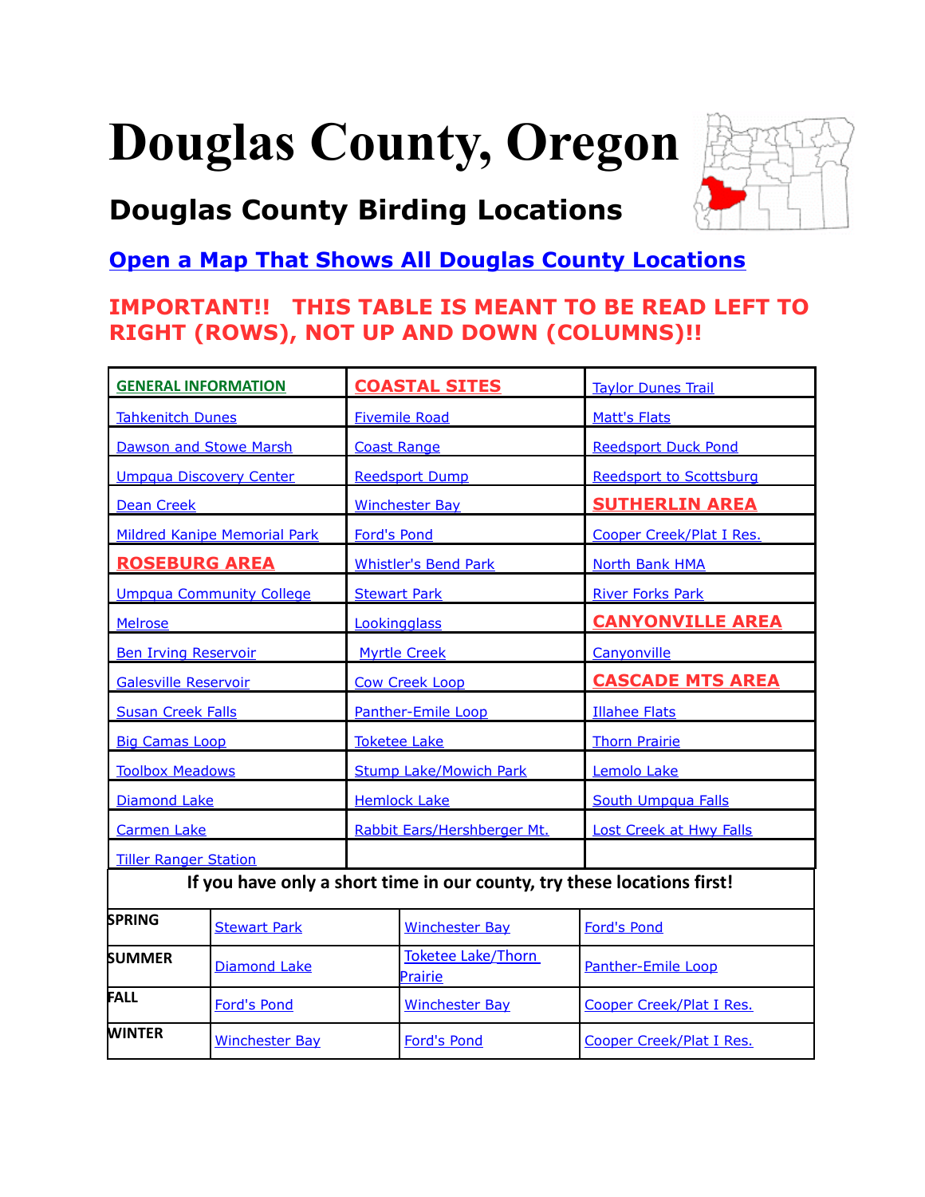# Douglas County, Oregon

## Douglas County Birding Locations

### Open a Map That Shows All Douglas County Locations

**IMPORTANT!! THIS TABLE IS MEANT TO BE READ LEFT TO RIGHT (ROWS), NOT UP AND DOWN (COLUMNS)!!**

| | | |
|---|---|---|
| **GENERAL INFORMATION** | **COASTAL SITES** | Taylor Dunes Trail |
| Tahkenitch Dunes | Fivemile Road | Matt's Flats |
| Dawson and Stowe Marsh | Coast Range | Reedsport Duck Pond |
| Umpqua Discovery Center | Reedsport Dump | Reedsport to Scottsburg |
| Dean Creek | Winchester Bay | **SUTHERLIN AREA** |
| Mildred Kanipe Memorial Park | Ford's Pond | Cooper Creek/Plat I Res. |
| **ROSEBURG AREA** | Whistler's Bend Park | North Bank HMA |
| Umpqua Community College | Stewart Park | River Forks Park |
| Melrose | Lookingglass | **CANYONVILLE AREA** |
| Ben Irving Reservoir | Myrtle Creek | Canyonville |
| Galesville Reservoir | Cow Creek Loop | **CASCADE MTS AREA** |
| Susan Creek Falls | Panther-Emile Loop | Illahee Flats |
| Big Camas Loop | Toketee Lake | Thorn Prairie |
| Toolbox Meadows | Stump Lake/Mowich Park | Lemolo Lake |
| Diamond Lake | Hemlock Lake | South Umpqua Falls |
| Carmen Lake | Rabbit Ears/Hershberger Mt. | Lost Creek at Hwy Falls |
| Tiller Ranger Station | | |

**If you have only a short time in our county, try these locations first!**

| | | | |
|---|---|---|---|
| **SPRING** | Stewart Park | Winchester Bay | Ford's Pond |
| **SUMMER** | Diamond Lake | Toketee Lake/Thorn Prairie | Panther-Emile Loop |
| **FALL** | Ford's Pond | Winchester Bay | Cooper Creek/Plat I Res. |
| **WINTER** | Winchester Bay | Ford's Pond | Cooper Creek/Plat I Res. |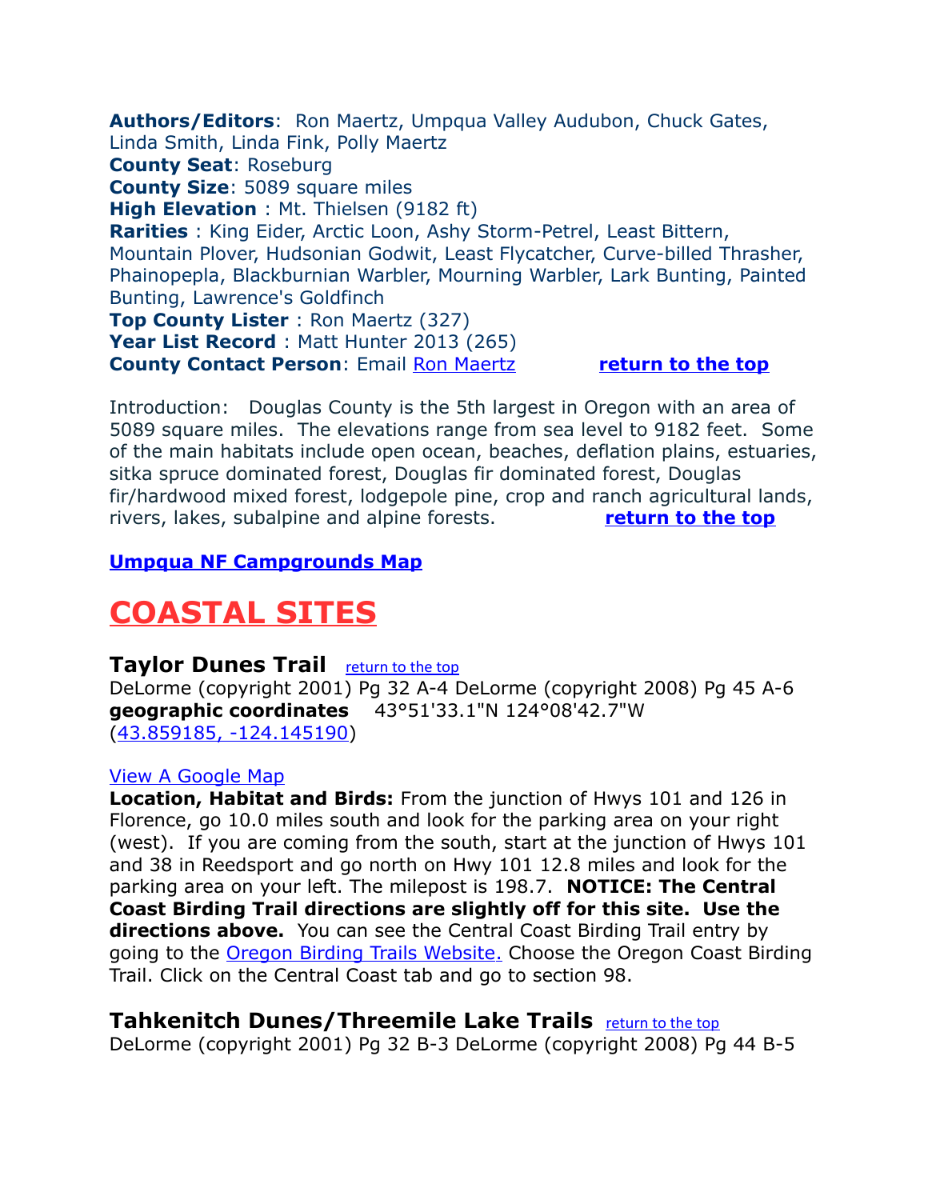**Authors/Editors**: Ron Maertz, Umpqua Valley Audubon, Chuck Gates, Linda Smith, Linda Fink, Polly Maertz
**County Seat**: Roseburg
**County Size**: 5089 square miles
**High Elevation** : Mt. Thielsen (9182 ft)
**Rarities** : King Eider, Arctic Loon, Ashy Storm-Petrel, Least Bittern, Mountain Plover, Hudsonian Godwit, Least Flycatcher, Curve-billed Thrasher, Phainopepla, Blackburnian Warbler, Mourning Warbler, Lark Bunting, Painted Bunting, Lawrence's Goldfinch
**Top County Lister** : Ron Maertz (327)
**Year List Record** : Matt Hunter 2013 (265)
**County Contact Person**: Email Ron Maertz **return to the top**

Introduction: Douglas County is the 5th largest in Oregon with an area of 5089 square miles. The elevations range from sea level to 9182 feet. Some of the main habitats include open ocean, beaches, deflation plains, estuaries, sitka spruce dominated forest, Douglas fir dominated forest, Douglas fir/hardwood mixed forest, lodgepole pine, crop and ranch agricultural lands, rivers, lakes, subalpine and alpine forests. **return to the top**

**Umpqua NF Campgrounds Map**

# COASTAL SITES

## Taylor Dunes Trail

return to the top

DeLorme (copyright 2001) Pg 32 A-4 DeLorme (copyright 2008) Pg 45 A-6
**geographic coordinates** 43°51'33.1"N 124°08'42.7"W
(43.859185, -124.145190)

View A Google Map

**Location, Habitat and Birds:** From the junction of Hwys 101 and 126 in Florence, go 10.0 miles south and look for the parking area on your right (west). If you are coming from the south, start at the junction of Hwys 101 and 38 in Reedsport and go north on Hwy 101 12.8 miles and look for the parking area on your left. The milepost is 198.7. **NOTICE: The Central Coast Birding Trail directions are slightly off for this site. Use the directions above.** You can see the Central Coast Birding Trail entry by going to the Oregon Birding Trails Website. Choose the Oregon Coast Birding Trail. Click on the Central Coast tab and go to section 98.

## Tahkenitch Dunes/Threemile Lake Trails

return to the top

DeLorme (copyright 2001) Pg 32 B-3 DeLorme (copyright 2008) Pg 44 B-5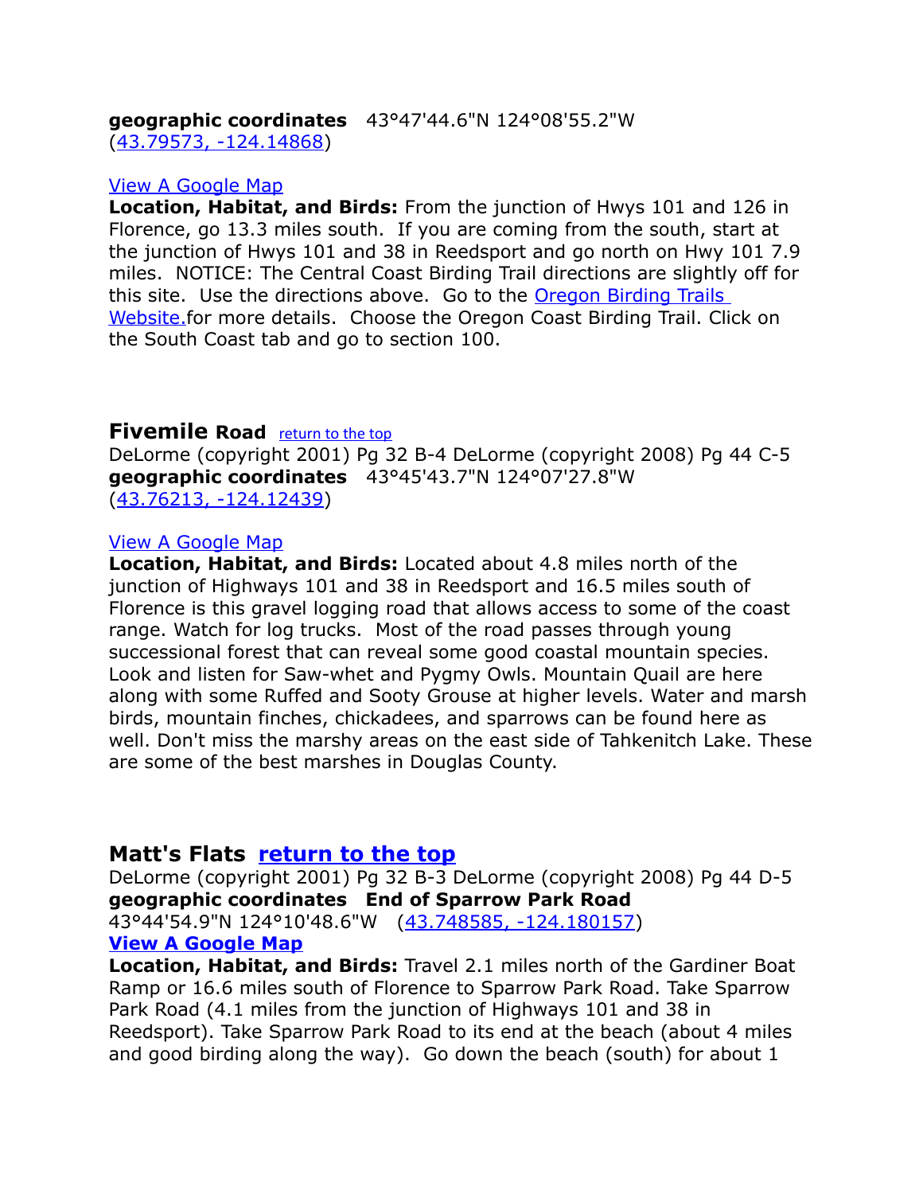**geographic coordinates** 43°47'44.6"N 124°08'55.2"W (43.79573, -124.14868)

View A Google Map

**Location, Habitat, and Birds:** From the junction of Hwys 101 and 126 in Florence, go 13.3 miles south. If you are coming from the south, start at the junction of Hwys 101 and 38 in Reedsport and go north on Hwy 101 7.9 miles. NOTICE: The Central Coast Birding Trail directions are slightly off for this site. Use the directions above. Go to the Oregon Birding Trails Website.for more details. Choose the Oregon Coast Birding Trail. Click on the South Coast tab and go to section 100.

## Fivemile Road

return to the top

DeLorme (copyright 2001) Pg 32 B-4 DeLorme (copyright 2008) Pg 44 C-5

**geographic coordinates** 43°45'43.7"N 124°07'27.8"W (43.76213, -124.12439)

View A Google Map

**Location, Habitat, and Birds:** Located about 4.8 miles north of the junction of Highways 101 and 38 in Reedsport and 16.5 miles south of Florence is this gravel logging road that allows access to some of the coast range. Watch for log trucks. Most of the road passes through young successional forest that can reveal some good coastal mountain species. Look and listen for Saw-whet and Pygmy Owls. Mountain Quail are here along with some Ruffed and Sooty Grouse at higher levels. Water and marsh birds, mountain finches, chickadees, and sparrows can be found here as well. Don't miss the marshy areas on the east side of Tahkenitch Lake. These are some of the best marshes in Douglas County.

## Matt's Flats

**return to the top**

DeLorme (copyright 2001) Pg 32 B-3 DeLorme (copyright 2008) Pg 44 D-5

**geographic coordinates End of Sparrow Park Road**

43°44'54.9"N 124°10'48.6"W (43.748585, -124.180157)

**View A Google Map**

**Location, Habitat, and Birds:** Travel 2.1 miles north of the Gardiner Boat Ramp or 16.6 miles south of Florence to Sparrow Park Road. Take Sparrow Park Road (4.1 miles from the junction of Highways 101 and 38 in Reedsport). Take Sparrow Park Road to its end at the beach (about 4 miles and good birding along the way). Go down the beach (south) for about 1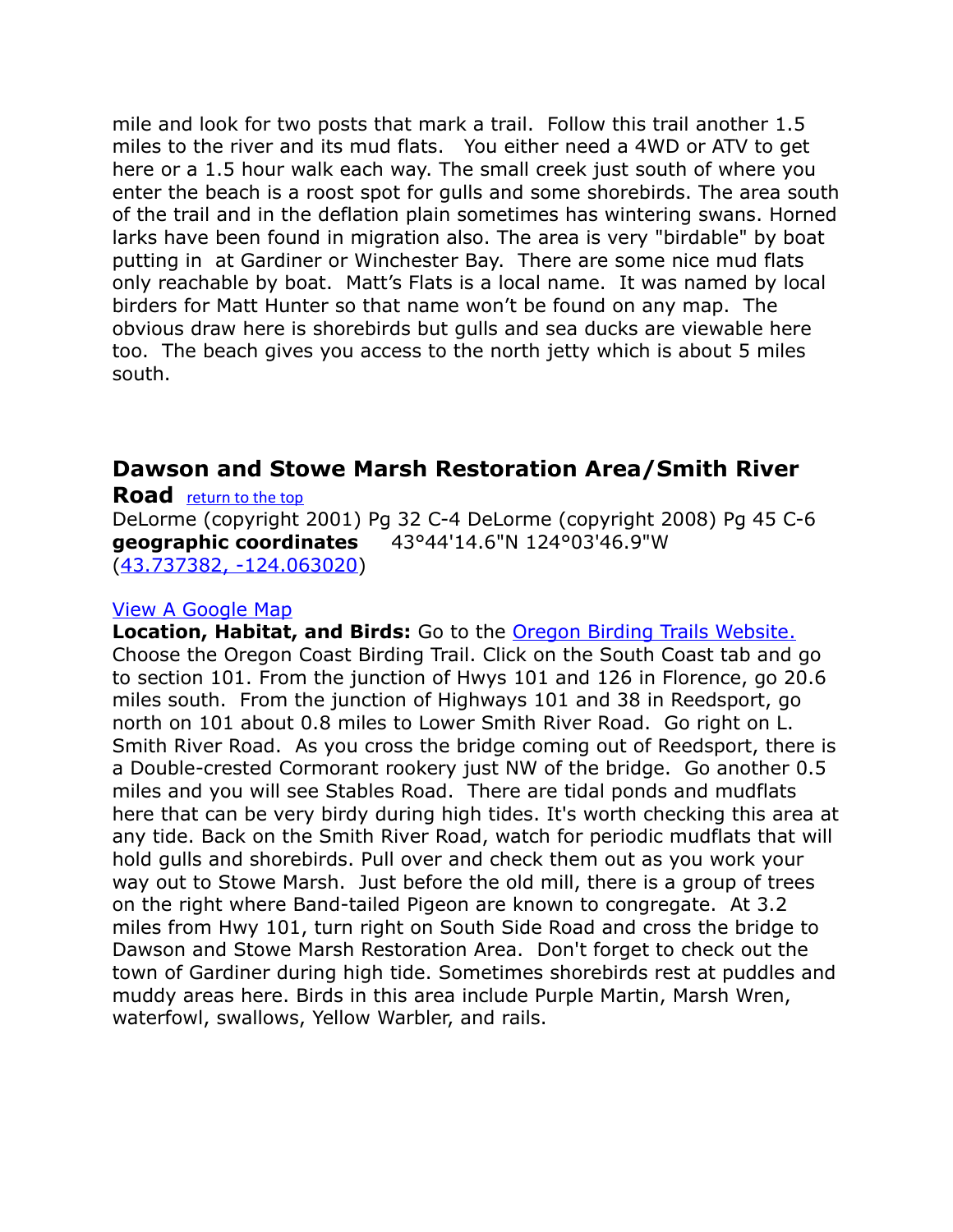mile and look for two posts that mark a trail. Follow this trail another 1.5 miles to the river and its mud flats. You either need a 4WD or ATV to get here or a 1.5 hour walk each way. The small creek just south of where you enter the beach is a roost spot for gulls and some shorebirds. The area south of the trail and in the deflation plain sometimes has wintering swans. Horned larks have been found in migration also. The area is very "birdable" by boat putting in at Gardiner or Winchester Bay. There are some nice mud flats only reachable by boat. Matt's Flats is a local name. It was named by local birders for Matt Hunter so that name won't be found on any map. The obvious draw here is shorebirds but gulls and sea ducks are viewable here too. The beach gives you access to the north jetty which is about 5 miles south.

## Dawson and Stowe Marsh Restoration Area/Smith River Road

return to the top

DeLorme (copyright 2001) Pg 32 C-4 DeLorme (copyright 2008) Pg 45 C-6
**geographic coordinates** 43°44'14.6"N 124°03'46.9"W
(43.737382, -124.063020)

View A Google Map

**Location, Habitat, and Birds:** Go to the Oregon Birding Trails Website. Choose the Oregon Coast Birding Trail. Click on the South Coast tab and go to section 101. From the junction of Hwys 101 and 126 in Florence, go 20.6 miles south. From the junction of Highways 101 and 38 in Reedsport, go north on 101 about 0.8 miles to Lower Smith River Road. Go right on L. Smith River Road. As you cross the bridge coming out of Reedsport, there is a Double-crested Cormorant rookery just NW of the bridge. Go another 0.5 miles and you will see Stables Road. There are tidal ponds and mudflats here that can be very birdy during high tides. It's worth checking this area at any tide. Back on the Smith River Road, watch for periodic mudflats that will hold gulls and shorebirds. Pull over and check them out as you work your way out to Stowe Marsh. Just before the old mill, there is a group of trees on the right where Band-tailed Pigeon are known to congregate. At 3.2 miles from Hwy 101, turn right on South Side Road and cross the bridge to Dawson and Stowe Marsh Restoration Area. Don't forget to check out the town of Gardiner during high tide. Sometimes shorebirds rest at puddles and muddy areas here. Birds in this area include Purple Martin, Marsh Wren, waterfowl, swallows, Yellow Warbler, and rails.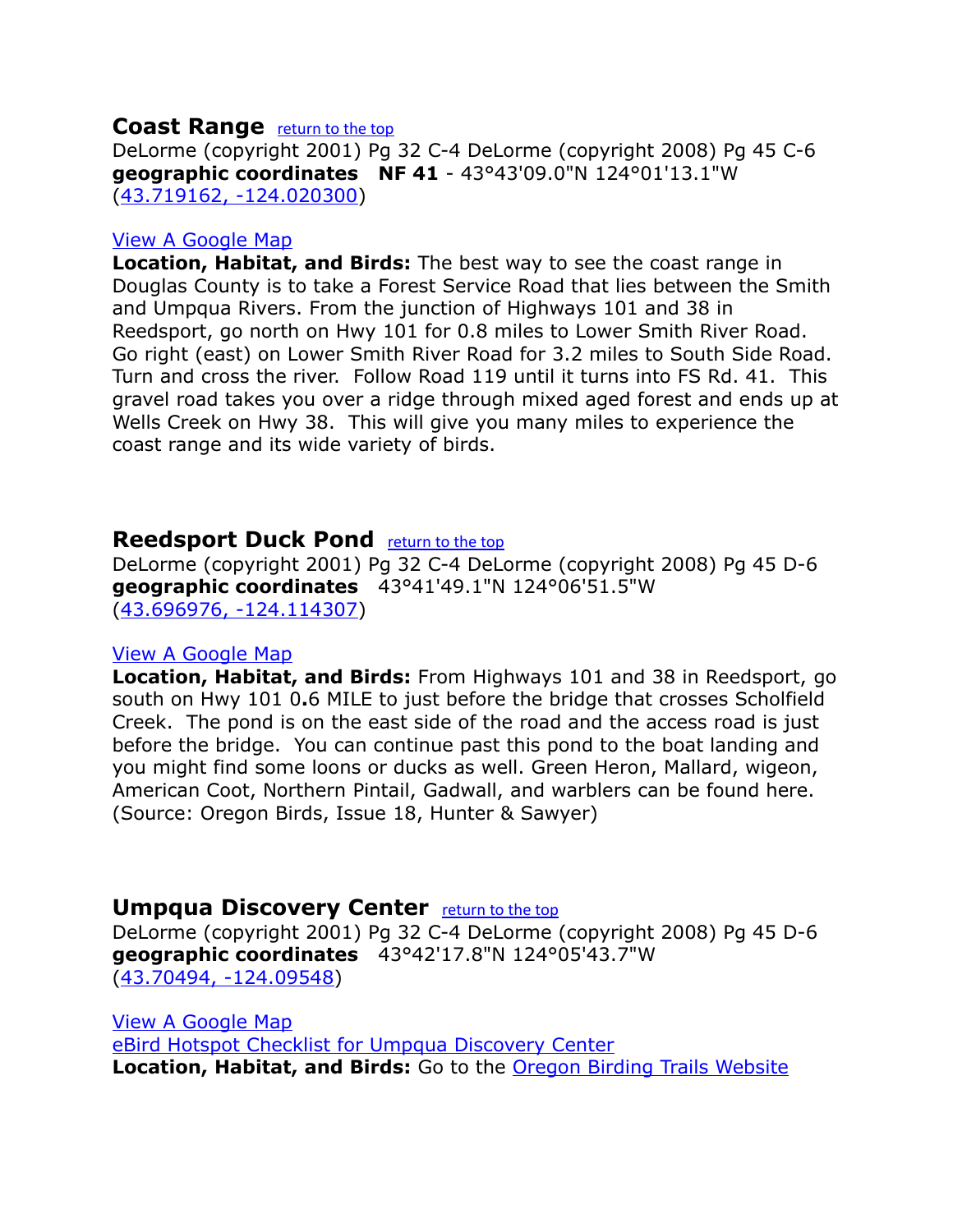## Coast Range [return to the top]

DeLorme (copyright 2001) Pg 32 C-4 DeLorme (copyright 2008) Pg 45 C-6
**geographic coordinates** **NF 41** - 43°43'09.0"N 124°01'13.1"W
(43.719162, -124.020300)

View A Google Map
**Location, Habitat, and Birds:** The best way to see the coast range in Douglas County is to take a Forest Service Road that lies between the Smith and Umpqua Rivers. From the junction of Highways 101 and 38 in Reedsport, go north on Hwy 101 for 0.8 miles to Lower Smith River Road. Go right (east) on Lower Smith River Road for 3.2 miles to South Side Road. Turn and cross the river. Follow Road 119 until it turns into FS Rd. 41. This gravel road takes you over a ridge through mixed aged forest and ends up at Wells Creek on Hwy 38. This will give you many miles to experience the coast range and its wide variety of birds.

## Reedsport Duck Pond [return to the top]

DeLorme (copyright 2001) Pg 32 C-4 DeLorme (copyright 2008) Pg 45 D-6
**geographic coordinates** 43°41'49.1"N 124°06'51.5"W
(43.696976, -124.114307)

View A Google Map
**Location, Habitat, and Birds:** From Highways 101 and 38 in Reedsport, go south on Hwy 101 0**.**6 MILE to just before the bridge that crosses Scholfield Creek. The pond is on the east side of the road and the access road is just before the bridge. You can continue past this pond to the boat landing and you might find some loons or ducks as well. Green Heron, Mallard, wigeon, American Coot, Northern Pintail, Gadwall, and warblers can be found here. (Source: Oregon Birds, Issue 18, Hunter & Sawyer)

## Umpqua Discovery Center [return to the top]

DeLorme (copyright 2001) Pg 32 C-4 DeLorme (copyright 2008) Pg 45 D-6
**geographic coordinates** 43°42'17.8"N 124°05'43.7"W
(43.70494, -124.09548)

View A Google Map
eBird Hotspot Checklist for Umpqua Discovery Center
**Location, Habitat, and Birds:** Go to the Oregon Birding Trails Website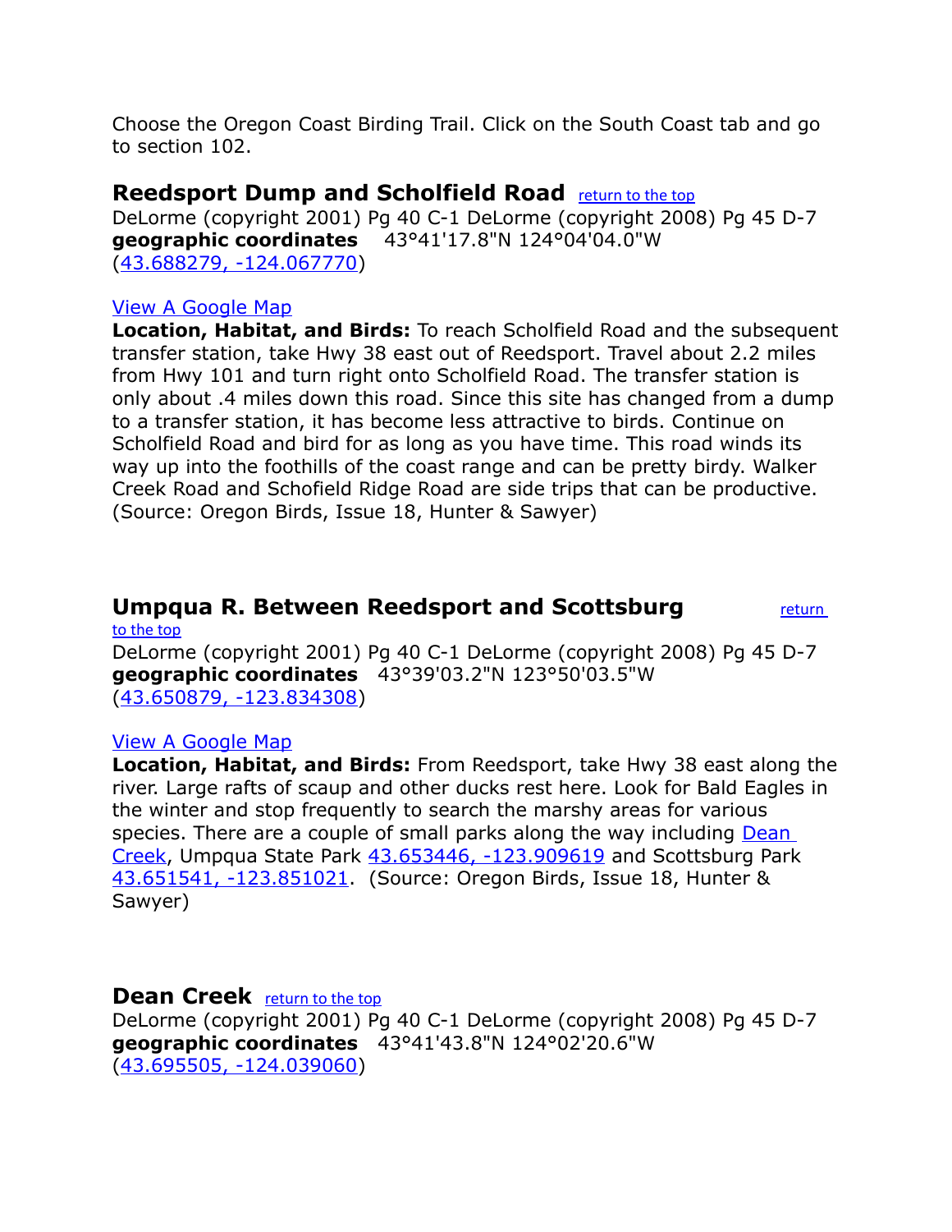Choose the Oregon Coast Birding Trail. Click on the South Coast tab and go to section 102.

## Reedsport Dump and Scholfield Road [return to the top]

DeLorme (copyright 2001) Pg 40 C-1 DeLorme (copyright 2008) Pg 45 D-7
**geographic coordinates** 43°41'17.8"N 124°04'04.0"W
(43.688279, -124.067770)

View A Google Map

**Location, Habitat, and Birds:** To reach Scholfield Road and the subsequent transfer station, take Hwy 38 east out of Reedsport. Travel about 2.2 miles from Hwy 101 and turn right onto Scholfield Road. The transfer station is only about .4 miles down this road. Since this site has changed from a dump to a transfer station, it has become less attractive to birds. Continue on Scholfield Road and bird for as long as you have time. This road winds its way up into the foothills of the coast range and can be pretty birdy. Walker Creek Road and Schofield Ridge Road are side trips that can be productive. (Source: Oregon Birds, Issue 18, Hunter & Sawyer)

## Umpqua R. Between Reedsport and Scottsburg [return to the top]

DeLorme (copyright 2001) Pg 40 C-1 DeLorme (copyright 2008) Pg 45 D-7
**geographic coordinates** 43°39'03.2"N 123°50'03.5"W
(43.650879, -123.834308)

View A Google Map

**Location, Habitat, and Birds:** From Reedsport, take Hwy 38 east along the river. Large rafts of scaup and other ducks rest here. Look for Bald Eagles in the winter and stop frequently to search the marshy areas for various species. There are a couple of small parks along the way including Dean Creek, Umpqua State Park 43.653446, -123.909619 and Scottsburg Park 43.651541, -123.851021. (Source: Oregon Birds, Issue 18, Hunter & Sawyer)

## Dean Creek [return to the top]

DeLorme (copyright 2001) Pg 40 C-1 DeLorme (copyright 2008) Pg 45 D-7
**geographic coordinates** 43°41'43.8"N 124°02'20.6"W
(43.695505, -124.039060)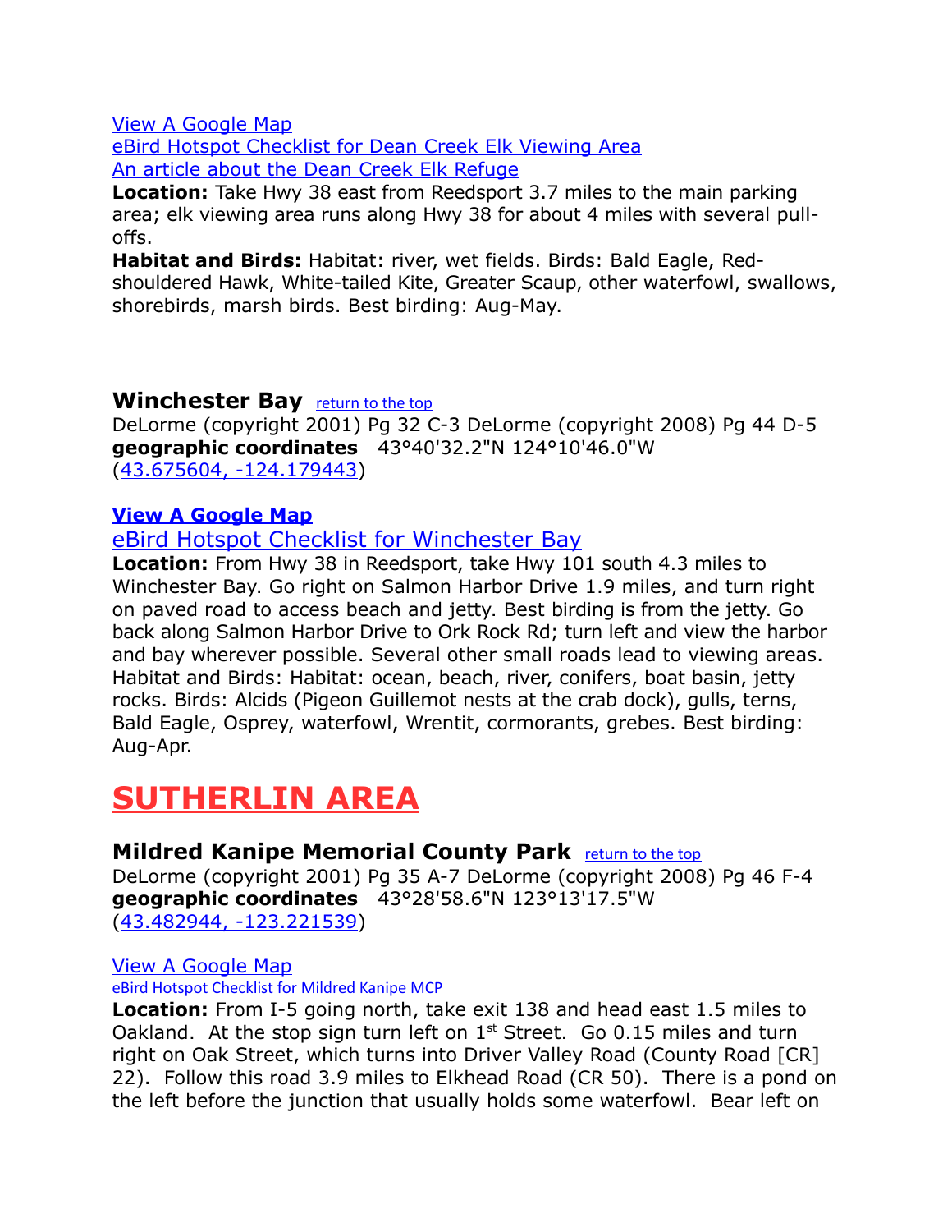[View A Google Map](#)
[eBird Hotspot Checklist for Dean Creek Elk Viewing Area](#)
[An article about the Dean Creek Elk Refuge](#)

**Location:** Take Hwy 38 east from Reedsport 3.7 miles to the main parking area; elk viewing area runs along Hwy 38 for about 4 miles with several pull-offs.

**Habitat and Birds:** Habitat: river, wet fields. Birds: Bald Eagle, Red-shouldered Hawk, White-tailed Kite, Greater Scaup, other waterfowl, swallows, shorebirds, marsh birds. Best birding: Aug-May.

### Winchester Bay [return to the top](#)

DeLorme (copyright 2001) Pg 32 C-3 DeLorme (copyright 2008) Pg 44 D-5
**geographic coordinates** 43°40'32.2"N 124°10'46.0"W
([43.675604, -124.179443](#))

**[View A Google Map](#)**
[eBird Hotspot Checklist for Winchester Bay](#)

**Location:** From Hwy 38 in Reedsport, take Hwy 101 south 4.3 miles to Winchester Bay. Go right on Salmon Harbor Drive 1.9 miles, and turn right on paved road to access beach and jetty. Best birding is from the jetty. Go back along Salmon Harbor Drive to Ork Rock Rd; turn left and view the harbor and bay wherever possible. Several other small roads lead to viewing areas. Habitat and Birds: Habitat: ocean, beach, river, conifers, boat basin, jetty rocks. Birds: Alcids (Pigeon Guillemot nests at the crab dock), gulls, terns, Bald Eagle, Osprey, waterfowl, Wrentit, cormorants, grebes. Best birding: Aug-Apr.

## SUTHERLIN AREA

### Mildred Kanipe Memorial County Park [return to the top](#)

DeLorme (copyright 2001) Pg 35 A-7 DeLorme (copyright 2008) Pg 46 F-4
**geographic coordinates** 43°28'58.6"N 123°13'17.5"W
([43.482944, -123.221539](#))

[View A Google Map](#)
[eBird Hotspot Checklist for Mildred Kanipe MCP](#)

**Location:** From I-5 going north, take exit 138 and head east 1.5 miles to Oakland. At the stop sign turn left on 1st Street. Go 0.15 miles and turn right on Oak Street, which turns into Driver Valley Road (County Road [CR] 22). Follow this road 3.9 miles to Elkhead Road (CR 50). There is a pond on the left before the junction that usually holds some waterfowl. Bear left on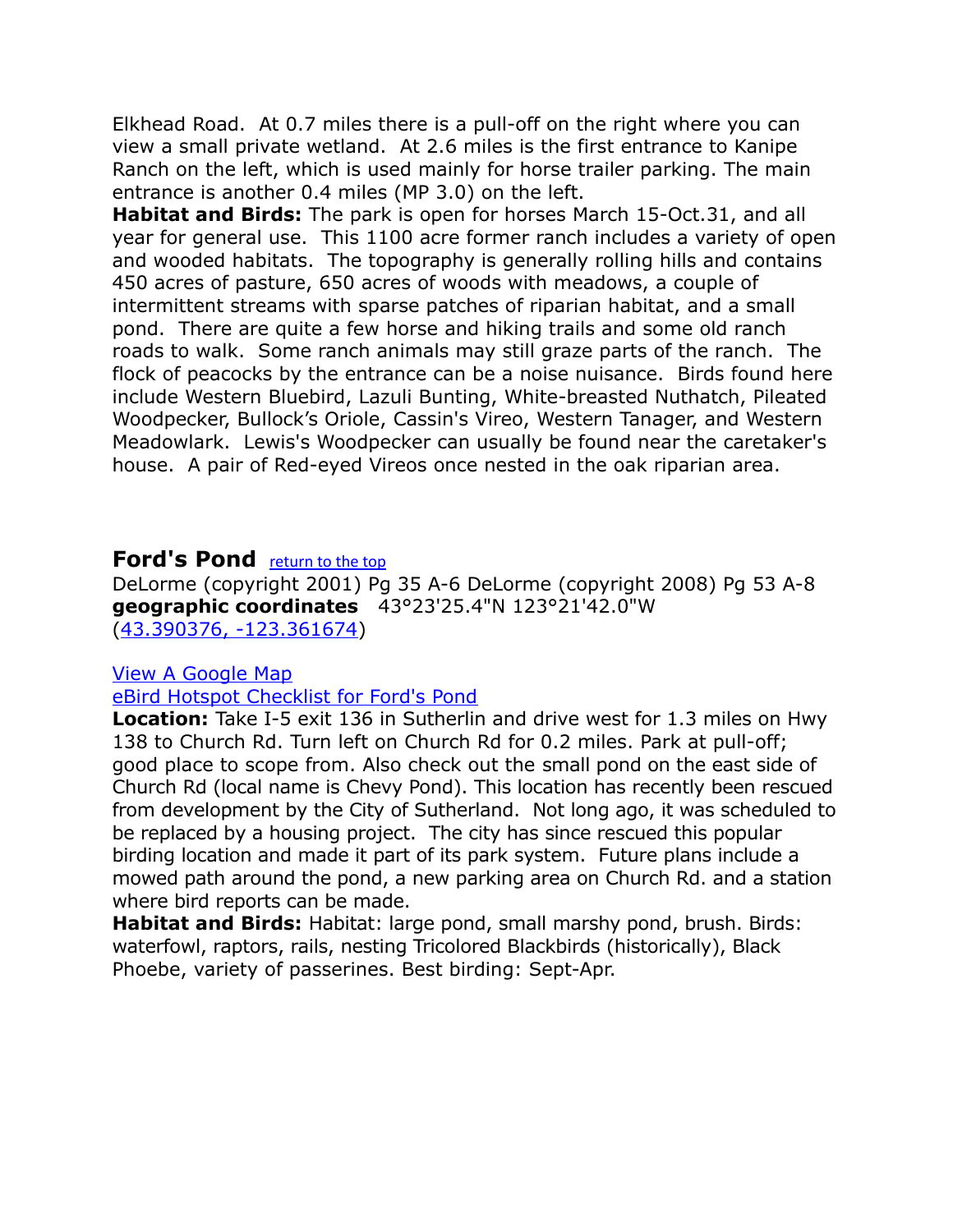Elkhead Road. At 0.7 miles there is a pull-off on the right where you can view a small private wetland. At 2.6 miles is the first entrance to Kanipe Ranch on the left, which is used mainly for horse trailer parking. The main entrance is another 0.4 miles (MP 3.0) on the left.
**Habitat and Birds:** The park is open for horses March 15-Oct.31, and all year for general use. This 1100 acre former ranch includes a variety of open and wooded habitats. The topography is generally rolling hills and contains 450 acres of pasture, 650 acres of woods with meadows, a couple of intermittent streams with sparse patches of riparian habitat, and a small pond. There are quite a few horse and hiking trails and some old ranch roads to walk. Some ranch animals may still graze parts of the ranch. The flock of peacocks by the entrance can be a noise nuisance. Birds found here include Western Bluebird, Lazuli Bunting, White-breasted Nuthatch, Pileated Woodpecker, Bullock's Oriole, Cassin's Vireo, Western Tanager, and Western Meadowlark. Lewis's Woodpecker can usually be found near the caretaker's house. A pair of Red-eyed Vireos once nested in the oak riparian area.

## Ford's Pond

return to the top

DeLorme (copyright 2001) Pg 35 A-6 DeLorme (copyright 2008) Pg 53 A-8
**geographic coordinates** 43°23'25.4"N 123°21'42.0"W
(43.390376, -123.361674)

View A Google Map
eBird Hotspot Checklist for Ford's Pond

**Location:** Take I-5 exit 136 in Sutherlin and drive west for 1.3 miles on Hwy 138 to Church Rd. Turn left on Church Rd for 0.2 miles. Park at pull-off; good place to scope from. Also check out the small pond on the east side of Church Rd (local name is Chevy Pond). This location has recently been rescued from development by the City of Sutherland. Not long ago, it was scheduled to be replaced by a housing project. The city has since rescued this popular birding location and made it part of its park system. Future plans include a mowed path around the pond, a new parking area on Church Rd. and a station where bird reports can be made.
**Habitat and Birds:** Habitat: large pond, small marshy pond, brush. Birds: waterfowl, raptors, rails, nesting Tricolored Blackbirds (historically), Black Phoebe, variety of passerines. Best birding: Sept-Apr.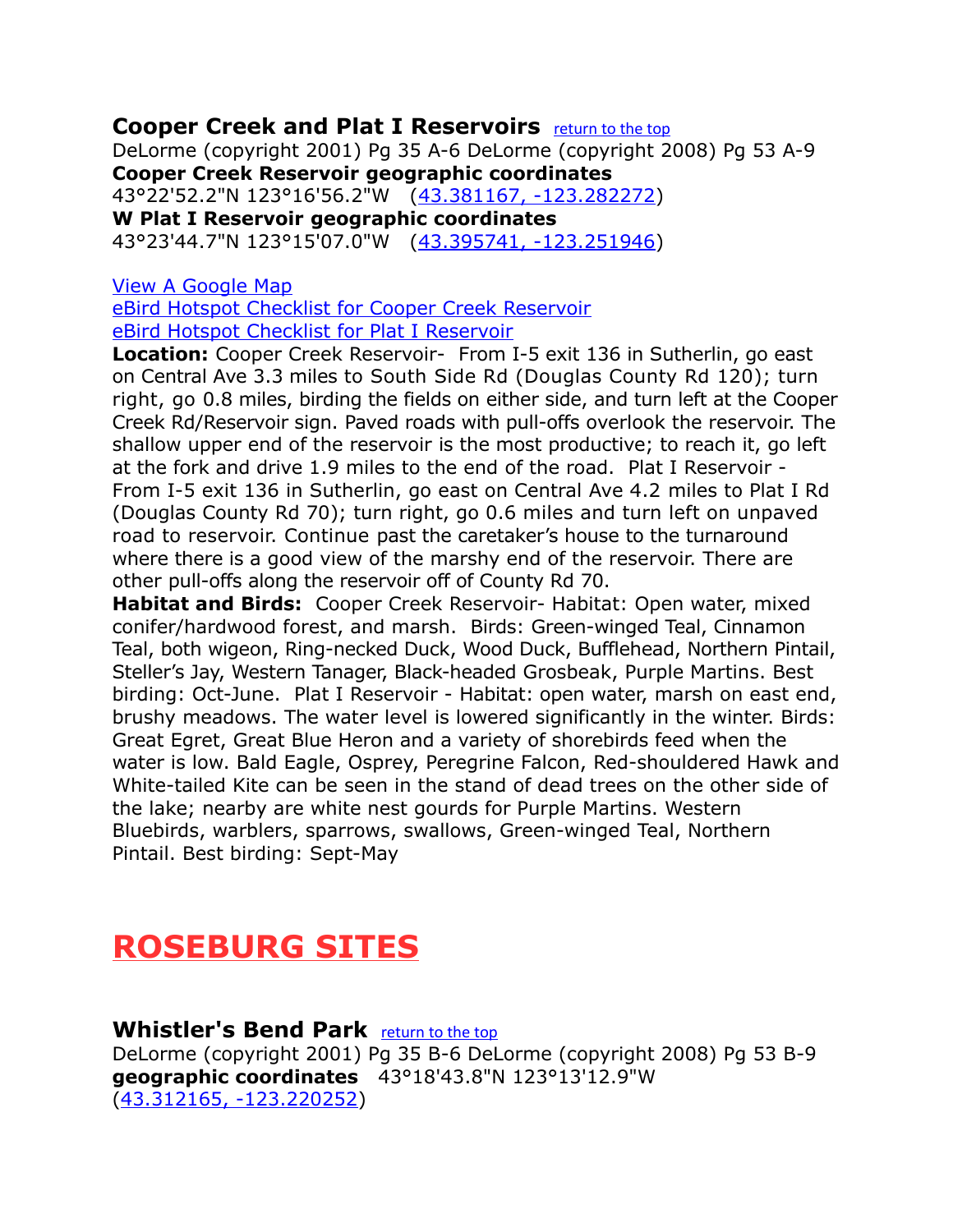### Cooper Creek and Plat I Reservoirs [return to the top]

DeLorme (copyright 2001) Pg 35 A-6 DeLorme (copyright 2008) Pg 53 A-9

**Cooper Creek Reservoir geographic coordinates**

43°22'52.2"N 123°16'56.2"W (43.381167, -123.282272)

**W Plat I Reservoir geographic coordinates**

43°23'44.7"N 123°15'07.0"W (43.395741, -123.251946)

View A Google Map

eBird Hotspot Checklist for Cooper Creek Reservoir

eBird Hotspot Checklist for Plat I Reservoir

**Location:** Cooper Creek Reservoir- From I-5 exit 136 in Sutherlin, go east on Central Ave 3.3 miles to South Side Rd (Douglas County Rd 120); turn right, go 0.8 miles, birding the fields on either side, and turn left at the Cooper Creek Rd/Reservoir sign. Paved roads with pull-offs overlook the reservoir. The shallow upper end of the reservoir is the most productive; to reach it, go left at the fork and drive 1.9 miles to the end of the road. Plat I Reservoir - From I-5 exit 136 in Sutherlin, go east on Central Ave 4.2 miles to Plat I Rd (Douglas County Rd 70); turn right, go 0.6 miles and turn left on unpaved road to reservoir. Continue past the caretaker's house to the turnaround where there is a good view of the marshy end of the reservoir. There are other pull-offs along the reservoir off of County Rd 70.

**Habitat and Birds:** Cooper Creek Reservoir- Habitat: Open water, mixed conifer/hardwood forest, and marsh. Birds: Green-winged Teal, Cinnamon Teal, both wigeon, Ring-necked Duck, Wood Duck, Bufflehead, Northern Pintail, Steller's Jay, Western Tanager, Black-headed Grosbeak, Purple Martins. Best birding: Oct-June. Plat I Reservoir - Habitat: open water, marsh on east end, brushy meadows. The water level is lowered significantly in the winter. Birds: Great Egret, Great Blue Heron and a variety of shorebirds feed when the water is low. Bald Eagle, Osprey, Peregrine Falcon, Red-shouldered Hawk and White-tailed Kite can be seen in the stand of dead trees on the other side of the lake; nearby are white nest gourds for Purple Martins. Western Bluebirds, warblers, sparrows, swallows, Green-winged Teal, Northern Pintail. Best birding: Sept-May

# ROSEBURG SITES

### Whistler's Bend Park [return to the top]

DeLorme (copyright 2001) Pg 35 B-6 DeLorme (copyright 2008) Pg 53 B-9

**geographic coordinates** 43°18'43.8"N 123°13'12.9"W (43.312165, -123.220252)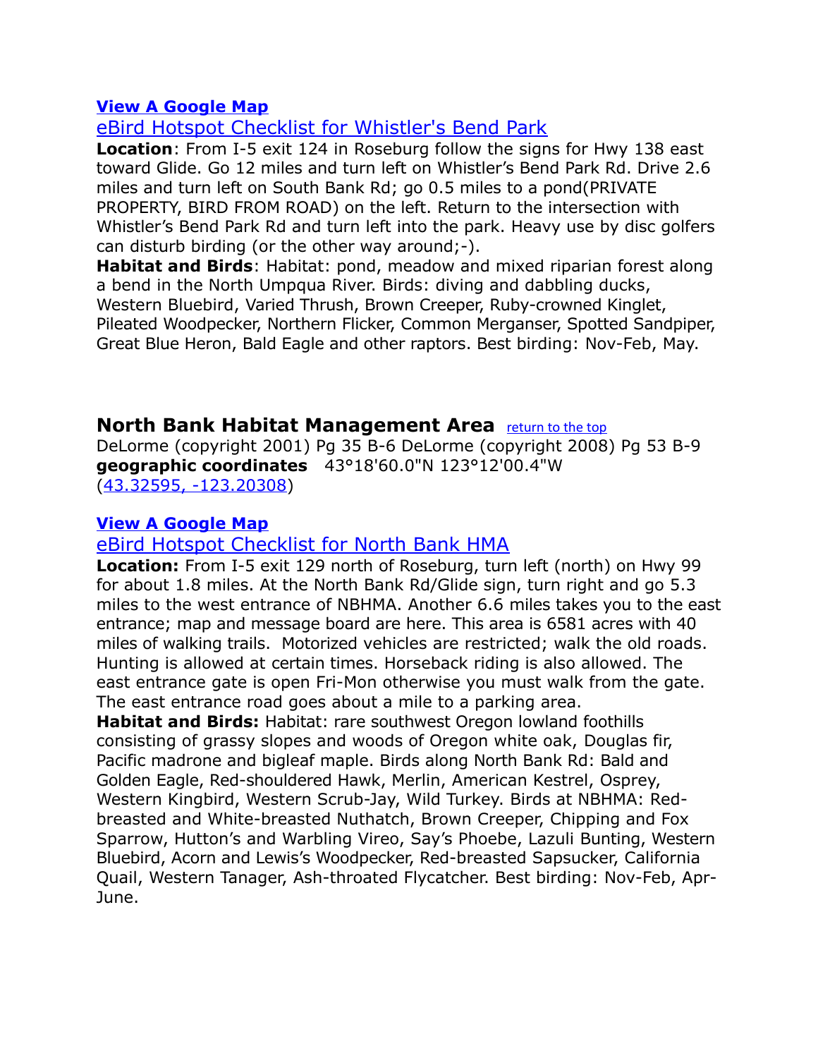**View A Google Map**

eBird Hotspot Checklist for Whistler's Bend Park

**Location**: From I-5 exit 124 in Roseburg follow the signs for Hwy 138 east toward Glide. Go 12 miles and turn left on Whistler's Bend Park Rd. Drive 2.6 miles and turn left on South Bank Rd; go 0.5 miles to a pond(PRIVATE PROPERTY, BIRD FROM ROAD) on the left. Return to the intersection with Whistler's Bend Park Rd and turn left into the park. Heavy use by disc golfers can disturb birding (or the other way around;-).

**Habitat and Birds**: Habitat: pond, meadow and mixed riparian forest along a bend in the North Umpqua River. Birds: diving and dabbling ducks, Western Bluebird, Varied Thrush, Brown Creeper, Ruby-crowned Kinglet, Pileated Woodpecker, Northern Flicker, Common Merganser, Spotted Sandpiper, Great Blue Heron, Bald Eagle and other raptors. Best birding: Nov-Feb, May.

## North Bank Habitat Management Area

return to the top

DeLorme (copyright 2001) Pg 35 B-6 DeLorme (copyright 2008) Pg 53 B-9

**geographic coordinates** 43°18'60.0"N 123°12'00.4"W (43.32595, -123.20308)

**View A Google Map**

eBird Hotspot Checklist for North Bank HMA

**Location:** From I-5 exit 129 north of Roseburg, turn left (north) on Hwy 99 for about 1.8 miles. At the North Bank Rd/Glide sign, turn right and go 5.3 miles to the west entrance of NBHMA. Another 6.6 miles takes you to the east entrance; map and message board are here. This area is 6581 acres with 40 miles of walking trails. Motorized vehicles are restricted; walk the old roads. Hunting is allowed at certain times. Horseback riding is also allowed. The east entrance gate is open Fri-Mon otherwise you must walk from the gate. The east entrance road goes about a mile to a parking area.

**Habitat and Birds:** Habitat: rare southwest Oregon lowland foothills consisting of grassy slopes and woods of Oregon white oak, Douglas fir, Pacific madrone and bigleaf maple. Birds along North Bank Rd: Bald and Golden Eagle, Red-shouldered Hawk, Merlin, American Kestrel, Osprey, Western Kingbird, Western Scrub-Jay, Wild Turkey. Birds at NBHMA: Red-breasted and White-breasted Nuthatch, Brown Creeper, Chipping and Fox Sparrow, Hutton's and Warbling Vireo, Say's Phoebe, Lazuli Bunting, Western Bluebird, Acorn and Lewis's Woodpecker, Red-breasted Sapsucker, California Quail, Western Tanager, Ash-throated Flycatcher. Best birding: Nov-Feb, Apr-June.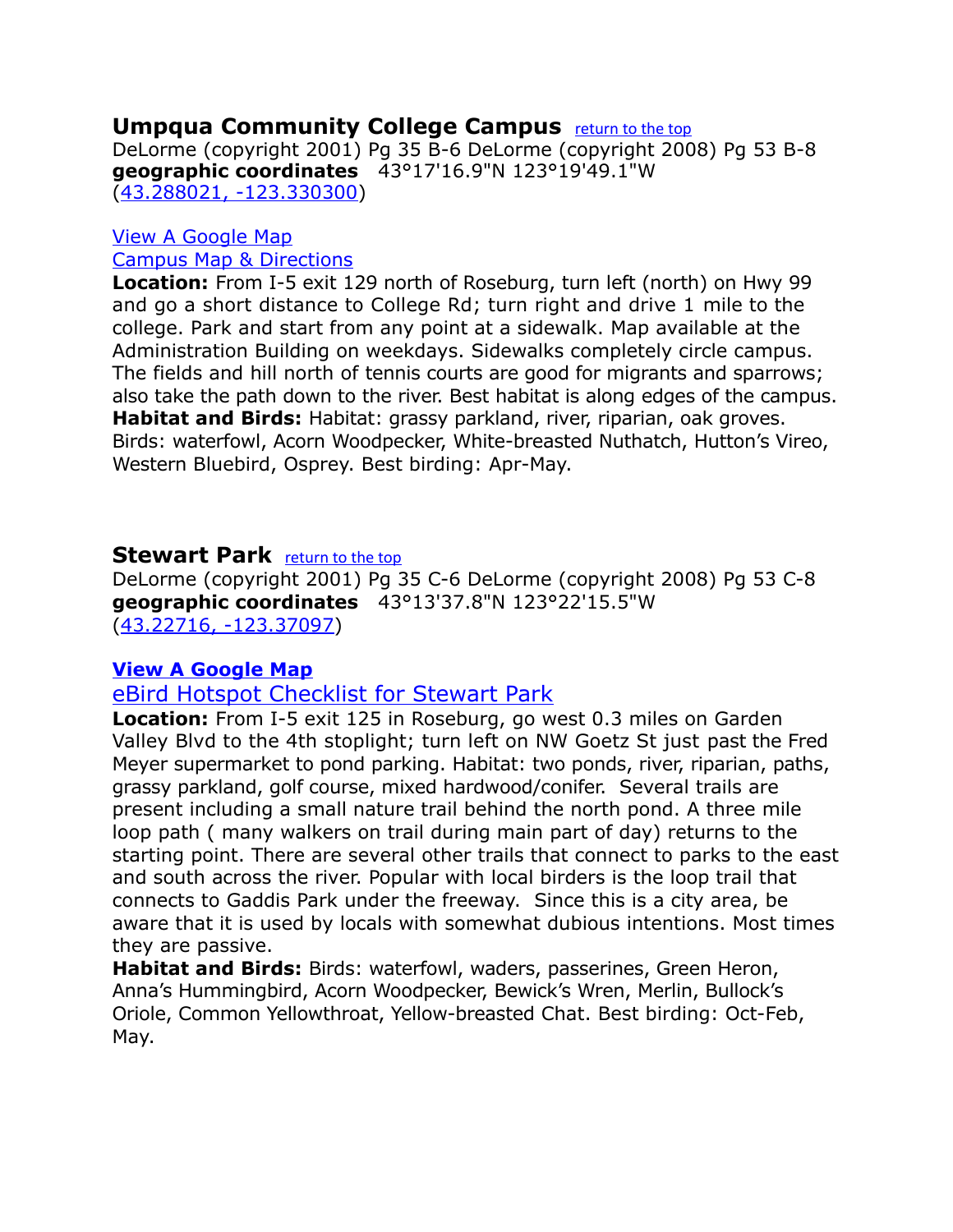## Umpqua Community College Campus [return to the top]

DeLorme (copyright 2001) Pg 35 B-6 DeLorme (copyright 2008) Pg 53 B-8
**geographic coordinates** 43°17'16.9"N 123°19'49.1"W
(43.288021, -123.330300)

View A Google Map
Campus Map & Directions

**Location:** From I-5 exit 129 north of Roseburg, turn left (north) on Hwy 99 and go a short distance to College Rd; turn right and drive 1 mile to the college. Park and start from any point at a sidewalk. Map available at the Administration Building on weekdays. Sidewalks completely circle campus. The fields and hill north of tennis courts are good for migrants and sparrows; also take the path down to the river. Best habitat is along edges of the campus.
**Habitat and Birds:** Habitat: grassy parkland, river, riparian, oak groves. Birds: waterfowl, Acorn Woodpecker, White-breasted Nuthatch, Hutton's Vireo, Western Bluebird, Osprey. Best birding: Apr-May.

## Stewart Park [return to the top]

DeLorme (copyright 2001) Pg 35 C-6 DeLorme (copyright 2008) Pg 53 C-8
**geographic coordinates** 43°13'37.8"N 123°22'15.5"W
(43.22716, -123.37097)

**View A Google Map**
eBird Hotspot Checklist for Stewart Park

**Location:** From I-5 exit 125 in Roseburg, go west 0.3 miles on Garden Valley Blvd to the 4th stoplight; turn left on NW Goetz St just past the Fred Meyer supermarket to pond parking. Habitat: two ponds, river, riparian, paths, grassy parkland, golf course, mixed hardwood/conifer. Several trails are present including a small nature trail behind the north pond. A three mile loop path ( many walkers on trail during main part of day) returns to the starting point. There are several other trails that connect to parks to the east and south across the river. Popular with local birders is the loop trail that connects to Gaddis Park under the freeway. Since this is a city area, be aware that it is used by locals with somewhat dubious intentions. Most times they are passive.
**Habitat and Birds:** Birds: waterfowl, waders, passerines, Green Heron, Anna's Hummingbird, Acorn Woodpecker, Bewick's Wren, Merlin, Bullock's Oriole, Common Yellowthroat, Yellow-breasted Chat. Best birding: Oct-Feb, May.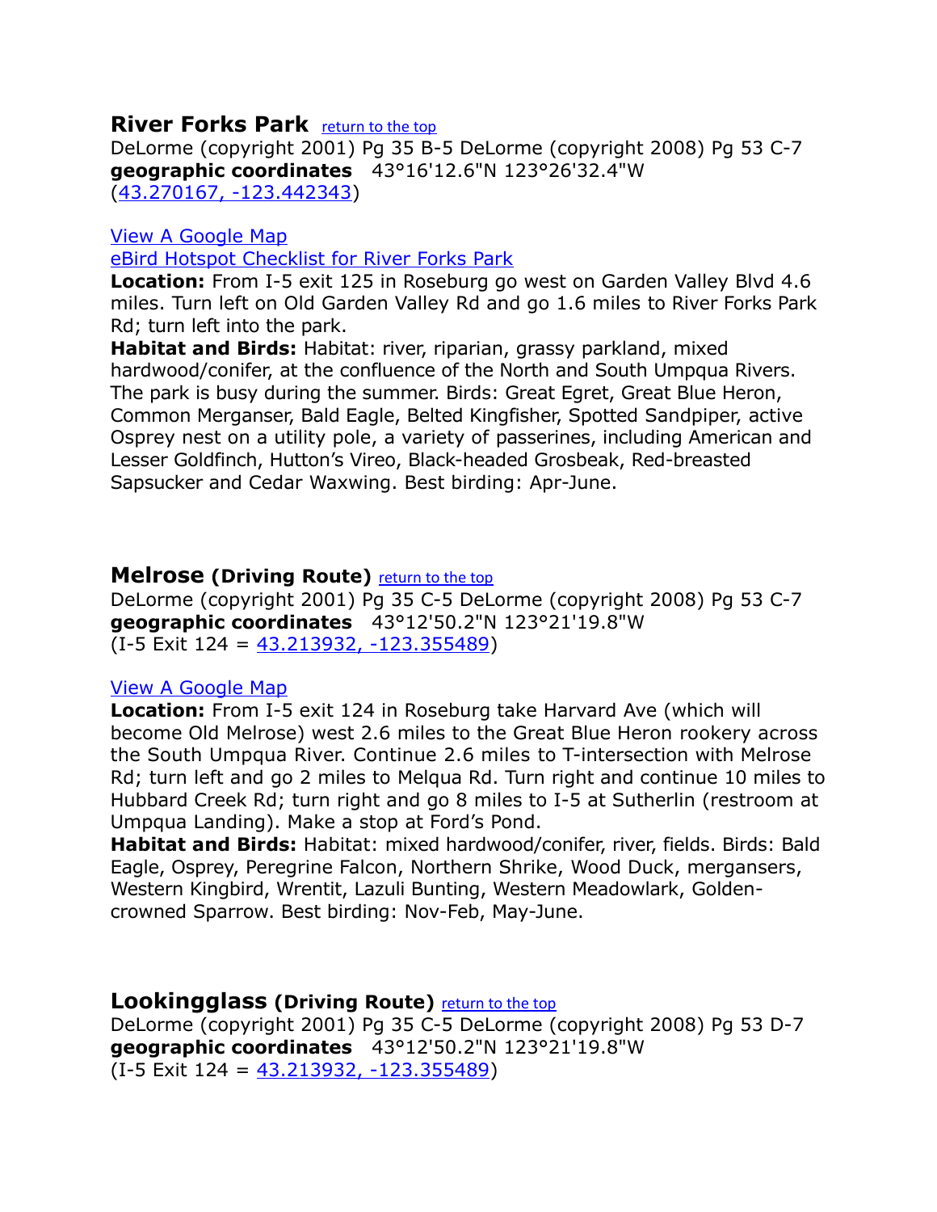## River Forks Park [return to the top]

DeLorme (copyright 2001) Pg 35 B-5 DeLorme (copyright 2008) Pg 53 C-7
**geographic coordinates** 43°16'12.6"N 123°26'32.4"W
(43.270167, -123.442343)

View A Google Map
eBird Hotspot Checklist for River Forks Park

**Location:** From I-5 exit 125 in Roseburg go west on Garden Valley Blvd 4.6 miles. Turn left on Old Garden Valley Rd and go 1.6 miles to River Forks Park Rd; turn left into the park.

**Habitat and Birds:** Habitat: river, riparian, grassy parkland, mixed hardwood/conifer, at the confluence of the North and South Umpqua Rivers. The park is busy during the summer. Birds: Great Egret, Great Blue Heron, Common Merganser, Bald Eagle, Belted Kingfisher, Spotted Sandpiper, active Osprey nest on a utility pole, a variety of passerines, including American and Lesser Goldfinch, Hutton's Vireo, Black-headed Grosbeak, Red-breasted Sapsucker and Cedar Waxwing. Best birding: Apr-June.

## Melrose (Driving Route) [return to the top]

DeLorme (copyright 2001) Pg 35 C-5 DeLorme (copyright 2008) Pg 53 C-7
**geographic coordinates** 43°12'50.2"N 123°21'19.8"W
(I-5 Exit 124 = 43.213932, -123.355489)

View A Google Map

**Location:** From I-5 exit 124 in Roseburg take Harvard Ave (which will become Old Melrose) west 2.6 miles to the Great Blue Heron rookery across the South Umpqua River. Continue 2.6 miles to T-intersection with Melrose Rd; turn left and go 2 miles to Melqua Rd. Turn right and continue 10 miles to Hubbard Creek Rd; turn right and go 8 miles to I-5 at Sutherlin (restroom at Umpqua Landing). Make a stop at Ford's Pond.

**Habitat and Birds:** Habitat: mixed hardwood/conifer, river, fields. Birds: Bald Eagle, Osprey, Peregrine Falcon, Northern Shrike, Wood Duck, mergansers, Western Kingbird, Wrentit, Lazuli Bunting, Western Meadowlark, Golden-crowned Sparrow. Best birding: Nov-Feb, May-June.

## Lookingglass (Driving Route) [return to the top]

DeLorme (copyright 2001) Pg 35 C-5 DeLorme (copyright 2008) Pg 53 D-7
**geographic coordinates** 43°12'50.2"N 123°21'19.8"W
(I-5 Exit 124 = 43.213932, -123.355489)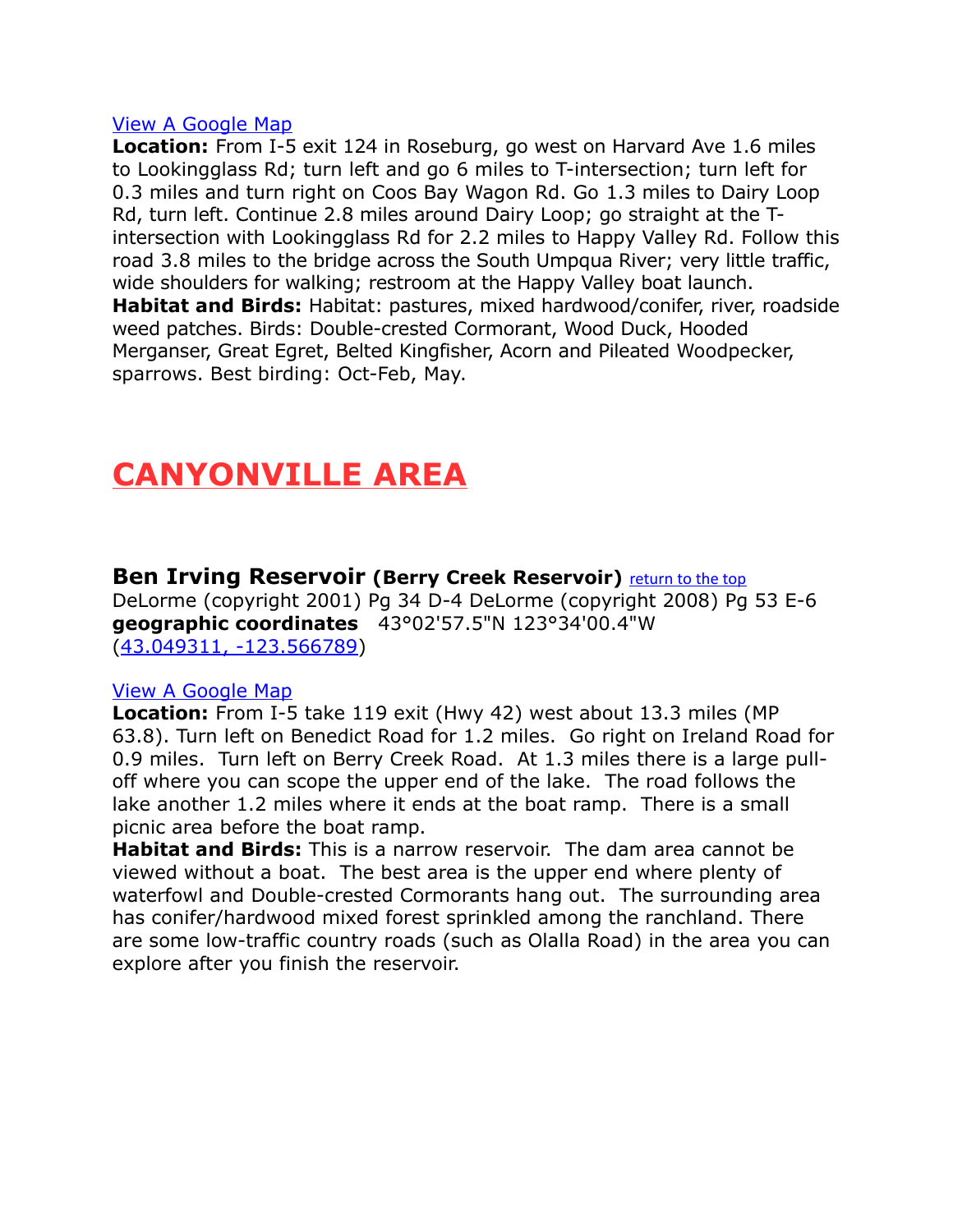[View A Google Map](#)

**Location:** From I-5 exit 124 in Roseburg, go west on Harvard Ave 1.6 miles to Lookingglass Rd; turn left and go 6 miles to T-intersection; turn left for 0.3 miles and turn right on Coos Bay Wagon Rd. Go 1.3 miles to Dairy Loop Rd, turn left. Continue 2.8 miles around Dairy Loop; go straight at the T-intersection with Lookingglass Rd for 2.2 miles to Happy Valley Rd. Follow this road 3.8 miles to the bridge across the South Umpqua River; very little traffic, wide shoulders for walking; restroom at the Happy Valley boat launch.
**Habitat and Birds:** Habitat: pastures, mixed hardwood/conifer, river, roadside weed patches. Birds: Double-crested Cormorant, Wood Duck, Hooded Merganser, Great Egret, Belted Kingfisher, Acorn and Pileated Woodpecker, sparrows. Best birding: Oct-Feb, May.

# CANYONVILLE AREA

### Ben Irving Reservoir (Berry Creek Reservoir) [return to the top](#)

DeLorme (copyright 2001) Pg 34 D-4 DeLorme (copyright 2008) Pg 53 E-6
**geographic coordinates** 43°02'57.5"N 123°34'00.4"W
([43.049311, -123.566789](#))

[View A Google Map](#)

**Location:** From I-5 take 119 exit (Hwy 42) west about 13.3 miles (MP 63.8). Turn left on Benedict Road for 1.2 miles. Go right on Ireland Road for 0.9 miles. Turn left on Berry Creek Road. At 1.3 miles there is a large pull-off where you can scope the upper end of the lake. The road follows the lake another 1.2 miles where it ends at the boat ramp. There is a small picnic area before the boat ramp.
**Habitat and Birds:** This is a narrow reservoir. The dam area cannot be viewed without a boat. The best area is the upper end where plenty of waterfowl and Double-crested Cormorants hang out. The surrounding area has conifer/hardwood mixed forest sprinkled among the ranchland. There are some low-traffic country roads (such as Olalla Road) in the area you can explore after you finish the reservoir.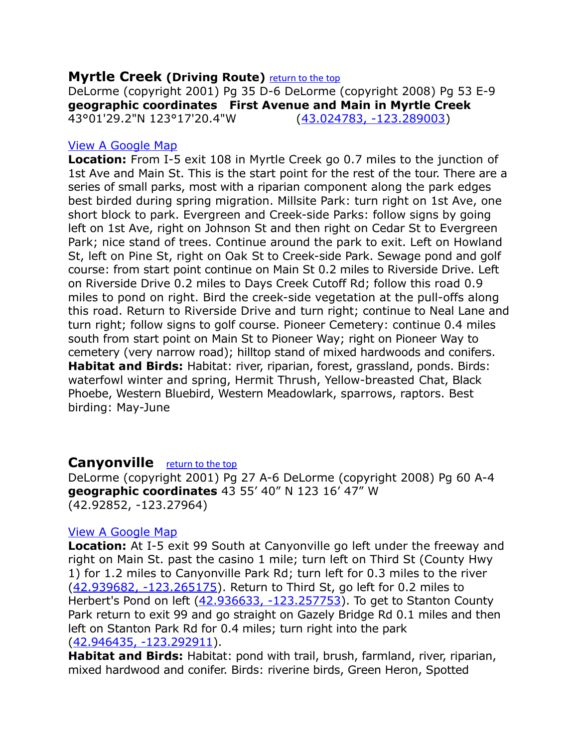## Myrtle Creek (Driving Route) [return to the top]

DeLorme (copyright 2001) Pg 35 D-6 DeLorme (copyright 2008) Pg 53 E-9
**geographic coordinates First Avenue and Main in Myrtle Creek**
43°01'29.2"N 123°17'20.4"W (43.024783, -123.289003)

View A Google Map

**Location:** From I-5 exit 108 in Myrtle Creek go 0.7 miles to the junction of 1st Ave and Main St. This is the start point for the rest of the tour. There are a series of small parks, most with a riparian component along the park edges best birded during spring migration. Millsite Park: turn right on 1st Ave, one short block to park. Evergreen and Creek-side Parks: follow signs by going left on 1st Ave, right on Johnson St and then right on Cedar St to Evergreen Park; nice stand of trees. Continue around the park to exit. Left on Howland St, left on Pine St, right on Oak St to Creek-side Park. Sewage pond and golf course: from start point continue on Main St 0.2 miles to Riverside Drive. Left on Riverside Drive 0.2 miles to Days Creek Cutoff Rd; follow this road 0.9 miles to pond on right. Bird the creek-side vegetation at the pull-offs along this road. Return to Riverside Drive and turn right; continue to Neal Lane and turn right; follow signs to golf course. Pioneer Cemetery: continue 0.4 miles south from start point on Main St to Pioneer Way; right on Pioneer Way to cemetery (very narrow road); hilltop stand of mixed hardwoods and conifers.
**Habitat and Birds:** Habitat: river, riparian, forest, grassland, ponds. Birds: waterfowl winter and spring, Hermit Thrush, Yellow-breasted Chat, Black Phoebe, Western Bluebird, Western Meadowlark, sparrows, raptors. Best birding: May-June

## Canyonville [return to the top]

DeLorme (copyright 2001) Pg 27 A-6 DeLorme (copyright 2008) Pg 60 A-4
**geographic coordinates** 43 55′ 40″ N 123 16′ 47″ W
(42.92852, -123.27964)

View A Google Map

**Location:** At I-5 exit 99 South at Canyonville go left under the freeway and right on Main St. past the casino 1 mile; turn left on Third St (County Hwy 1) for 1.2 miles to Canyonville Park Rd; turn left for 0.3 miles to the river (42.939682, -123.265175). Return to Third St, go left for 0.2 miles to Herbert's Pond on left (42.936633, -123.257753). To get to Stanton County Park return to exit 99 and go straight on Gazely Bridge Rd 0.1 miles and then left on Stanton Park Rd for 0.4 miles; turn right into the park (42.946435, -123.292911).
**Habitat and Birds:** Habitat: pond with trail, brush, farmland, river, riparian, mixed hardwood and conifer. Birds: riverine birds, Green Heron, Spotted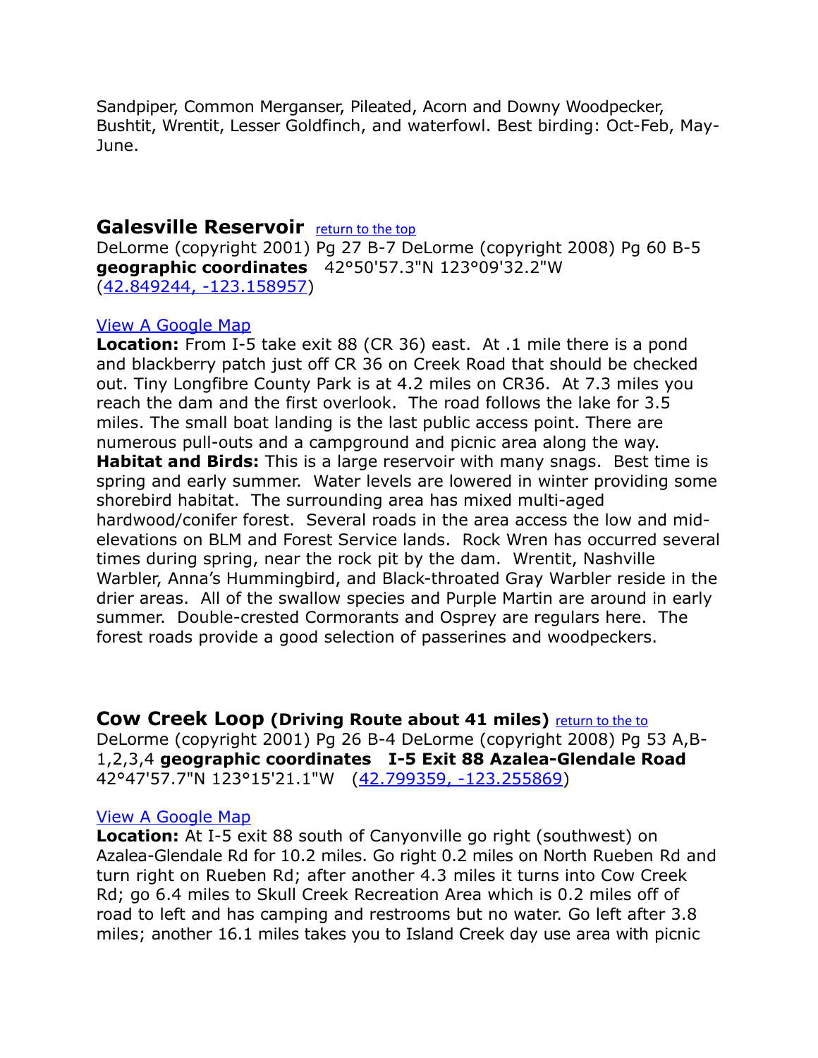Sandpiper, Common Merganser, Pileated, Acorn and Downy Woodpecker, Bushtit, Wrentit, Lesser Goldfinch, and waterfowl. Best birding: Oct-Feb, May-June.

## Galesville Reservoir [return to the top]

DeLorme (copyright 2001) Pg 27 B-7 DeLorme (copyright 2008) Pg 60 B-5 **geographic coordinates** 42°50'57.3"N 123°09'32.2"W (42.849244, -123.158957)

View A Google Map

**Location:** From I-5 take exit 88 (CR 36) east. At .1 mile there is a pond and blackberry patch just off CR 36 on Creek Road that should be checked out. Tiny Longfibre County Park is at 4.2 miles on CR36. At 7.3 miles you reach the dam and the first overlook. The road follows the lake for 3.5 miles. The small boat landing is the last public access point. There are numerous pull-outs and a campground and picnic area along the way.

**Habitat and Birds:** This is a large reservoir with many snags. Best time is spring and early summer. Water levels are lowered in winter providing some shorebird habitat. The surrounding area has mixed multi-aged hardwood/conifer forest. Several roads in the area access the low and mid-elevations on BLM and Forest Service lands. Rock Wren has occurred several times during spring, near the rock pit by the dam. Wrentit, Nashville Warbler, Anna's Hummingbird, and Black-throated Gray Warbler reside in the drier areas. All of the swallow species and Purple Martin are around in early summer. Double-crested Cormorants and Osprey are regulars here. The forest roads provide a good selection of passerines and woodpeckers.

## Cow Creek Loop (Driving Route about 41 miles) [return to the to]

DeLorme (copyright 2001) Pg 26 B-4 DeLorme (copyright 2008) Pg 53 A,B-1,2,3,4 **geographic coordinates I-5 Exit 88 Azalea-Glendale Road** 42°47'57.7"N 123°15'21.1"W (42.799359, -123.255869)

View A Google Map

**Location:** At I-5 exit 88 south of Canyonville go right (southwest) on Azalea-Glendale Rd for 10.2 miles. Go right 0.2 miles on North Rueben Rd and turn right on Rueben Rd; after another 4.3 miles it turns into Cow Creek Rd; go 6.4 miles to Skull Creek Recreation Area which is 0.2 miles off of road to left and has camping and restrooms but no water. Go left after 3.8 miles; another 16.1 miles takes you to Island Creek day use area with picnic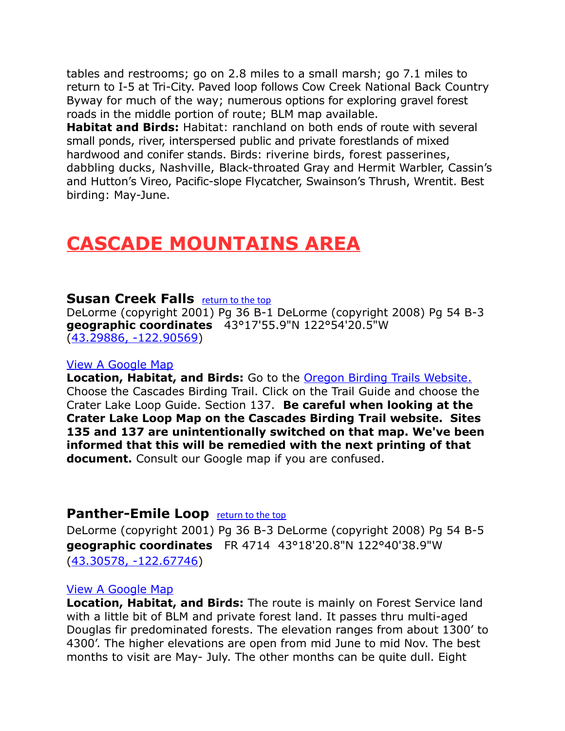tables and restrooms; go on 2.8 miles to a small marsh; go 7.1 miles to return to I-5 at Tri-City. Paved loop follows Cow Creek National Back Country Byway for much of the way; numerous options for exploring gravel forest roads in the middle portion of route; BLM map available.

**Habitat and Birds:** Habitat: ranchland on both ends of route with several small ponds, river, interspersed public and private forestlands of mixed hardwood and conifer stands. Birds: riverine birds, forest passerines, dabbling ducks, Nashville, Black-throated Gray and Hermit Warbler, Cassin's and Hutton's Vireo, Pacific-slope Flycatcher, Swainson's Thrush, Wrentit. Best birding: May-June.

# CASCADE MOUNTAINS AREA

## Susan Creek Falls [return to the top]

DeLorme (copyright 2001) Pg 36 B-1 DeLorme (copyright 2008) Pg 54 B-3
**geographic coordinates** 43°17'55.9"N 122°54'20.5"W
(43.29886, -122.90569)

View A Google Map

**Location, Habitat, and Birds:** Go to the Oregon Birding Trails Website. Choose the Cascades Birding Trail. Click on the Trail Guide and choose the Crater Lake Loop Guide. Section 137. **Be careful when looking at the Crater Lake Loop Map on the Cascades Birding Trail website. Sites 135 and 137 are unintentionally switched on that map. We've been informed that this will be remedied with the next printing of that document.** Consult our Google map if you are confused.

## Panther-Emile Loop [return to the top]

DeLorme (copyright 2001) Pg 36 B-3 DeLorme (copyright 2008) Pg 54 B-5
**geographic coordinates** FR 4714 43°18'20.8"N 122°40'38.9"W
(43.30578, -122.67746)

View A Google Map

**Location, Habitat, and Birds:** The route is mainly on Forest Service land with a little bit of BLM and private forest land. It passes thru multi-aged Douglas fir predominated forests. The elevation ranges from about 1300' to 4300'. The higher elevations are open from mid June to mid Nov. The best months to visit are May- July. The other months can be quite dull. Eight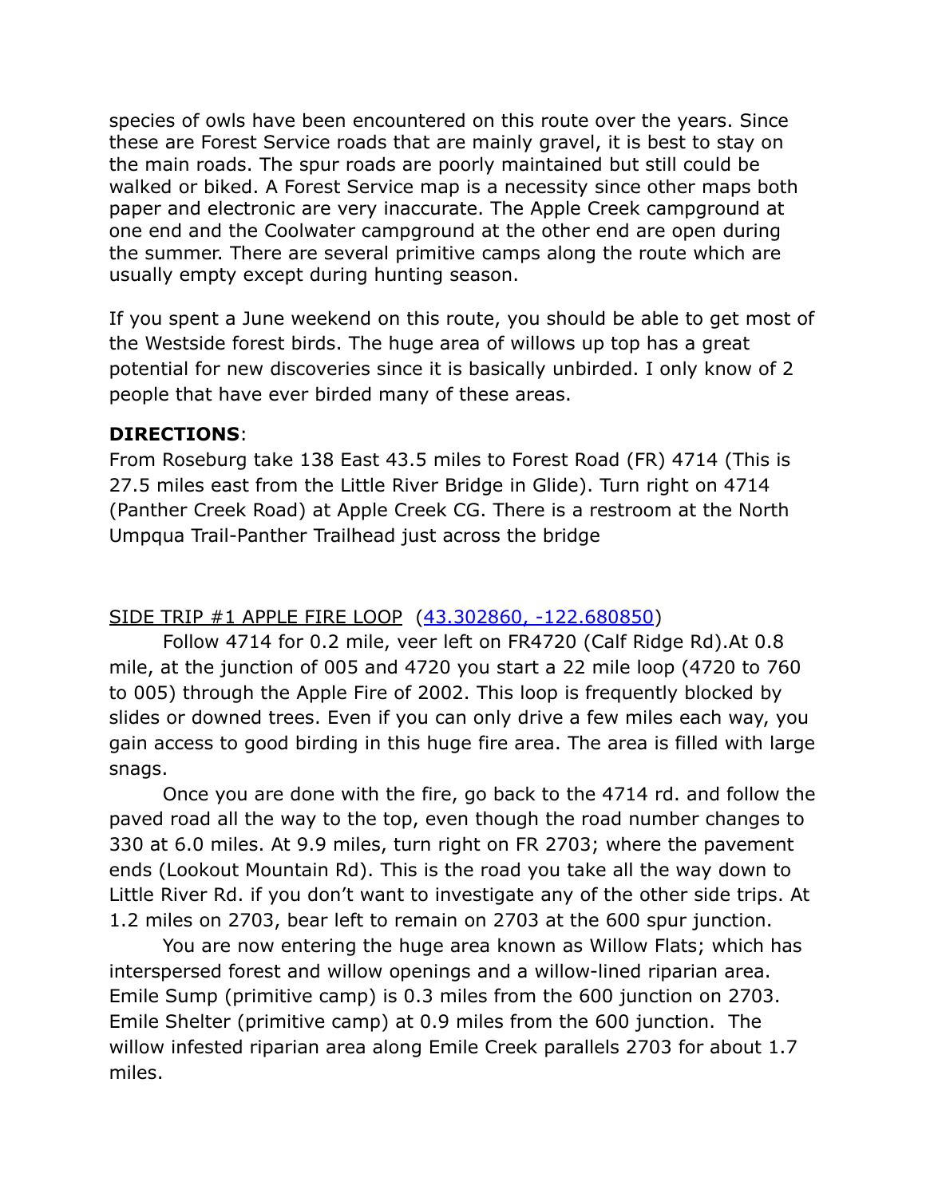species of owls have been encountered on this route over the years. Since these are Forest Service roads that are mainly gravel, it is best to stay on the main roads. The spur roads are poorly maintained but still could be walked or biked. A Forest Service map is a necessity since other maps both paper and electronic are very inaccurate. The Apple Creek campground at one end and the Coolwater campground at the other end are open during the summer. There are several primitive camps along the route which are usually empty except during hunting season.

If you spent a June weekend on this route, you should be able to get most of the Westside forest birds. The huge area of willows up top has a great potential for new discoveries since it is basically unbirded. I only know of 2 people that have ever birded many of these areas.

**DIRECTIONS**:

From Roseburg take 138 East 43.5 miles to Forest Road (FR) 4714 (This is 27.5 miles east from the Little River Bridge in Glide). Turn right on 4714 (Panther Creek Road) at Apple Creek CG. There is a restroom at the North Umpqua Trail-Panther Trailhead just across the bridge

<u>SIDE TRIP #1 APPLE FIRE LOOP</u> ([43.302860, -122.680850]())

Follow 4714 for 0.2 mile, veer left on FR4720 (Calf Ridge Rd).At 0.8 mile, at the junction of 005 and 4720 you start a 22 mile loop (4720 to 760 to 005) through the Apple Fire of 2002. This loop is frequently blocked by slides or downed trees. Even if you can only drive a few miles each way, you gain access to good birding in this huge fire area. The area is filled with large snags.

Once you are done with the fire, go back to the 4714 rd. and follow the paved road all the way to the top, even though the road number changes to 330 at 6.0 miles. At 9.9 miles, turn right on FR 2703; where the pavement ends (Lookout Mountain Rd). This is the road you take all the way down to Little River Rd. if you don't want to investigate any of the other side trips. At 1.2 miles on 2703, bear left to remain on 2703 at the 600 spur junction.

You are now entering the huge area known as Willow Flats; which has interspersed forest and willow openings and a willow-lined riparian area. Emile Sump (primitive camp) is 0.3 miles from the 600 junction on 2703. Emile Shelter (primitive camp) at 0.9 miles from the 600 junction. The willow infested riparian area along Emile Creek parallels 2703 for about 1.7 miles.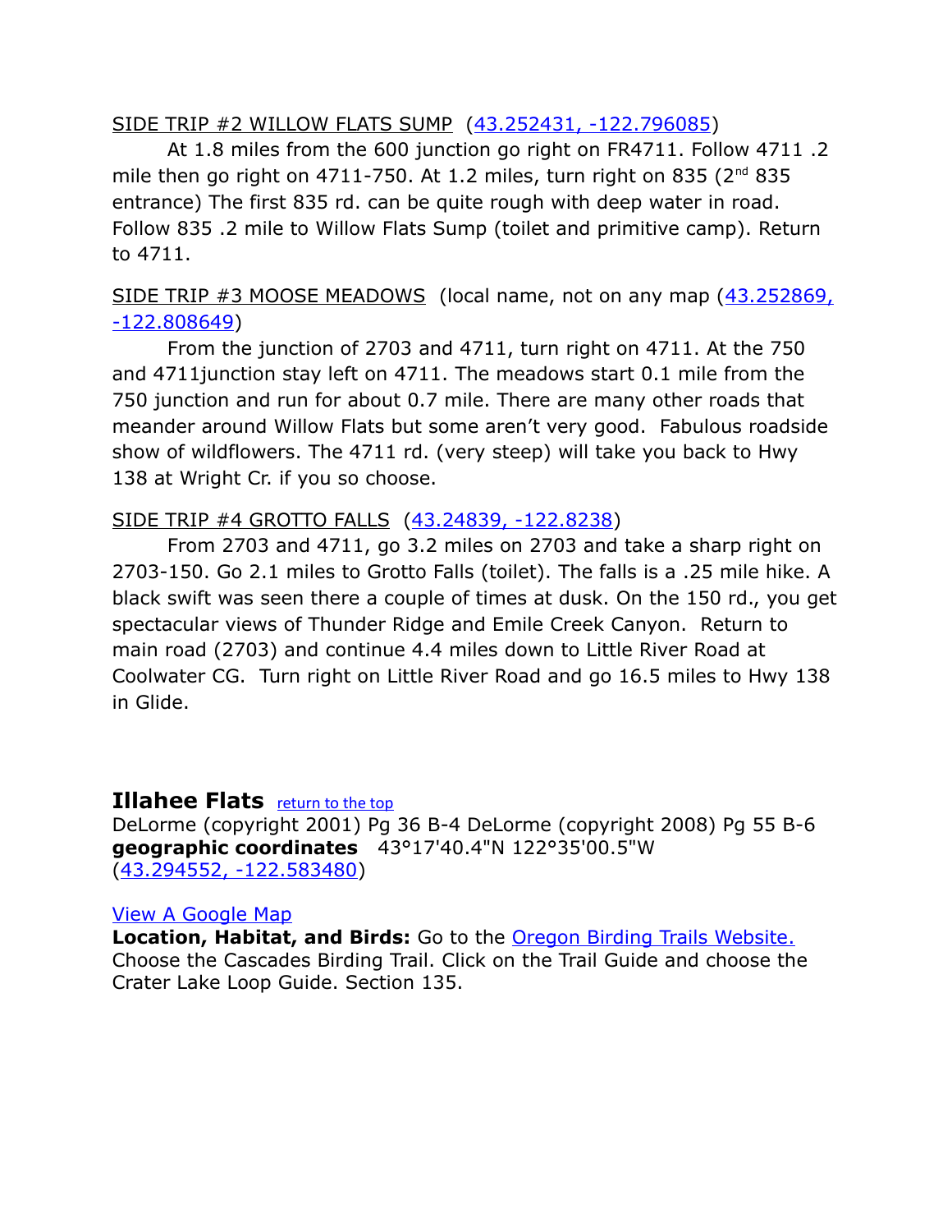SIDE TRIP #2 WILLOW FLATS SUMP (43.252431, -122.796085)

At 1.8 miles from the 600 junction go right on FR4711. Follow 4711 .2 mile then go right on 4711-750. At 1.2 miles, turn right on 835 (2nd 835 entrance) The first 835 rd. can be quite rough with deep water in road. Follow 835 .2 mile to Willow Flats Sump (toilet and primitive camp). Return to 4711.

SIDE TRIP #3 MOOSE MEADOWS (local name, not on any map (43.252869, -122.808649)

From the junction of 2703 and 4711, turn right on 4711. At the 750 and 4711junction stay left on 4711. The meadows start 0.1 mile from the 750 junction and run for about 0.7 mile. There are many other roads that meander around Willow Flats but some aren't very good. Fabulous roadside show of wildflowers. The 4711 rd. (very steep) will take you back to Hwy 138 at Wright Cr. if you so choose.

SIDE TRIP #4 GROTTO FALLS (43.24839, -122.8238)

From 2703 and 4711, go 3.2 miles on 2703 and take a sharp right on 2703-150. Go 2.1 miles to Grotto Falls (toilet). The falls is a .25 mile hike. A black swift was seen there a couple of times at dusk. On the 150 rd., you get spectacular views of Thunder Ridge and Emile Creek Canyon. Return to main road (2703) and continue 4.4 miles down to Little River Road at Coolwater CG. Turn right on Little River Road and go 16.5 miles to Hwy 138 in Glide.

## Illahee Flats

return to the top

DeLorme (copyright 2001) Pg 36 B-4 DeLorme (copyright 2008) Pg 55 B-6
**geographic coordinates** 43°17'40.4"N 122°35'00.5"W
(43.294552, -122.583480)

View A Google Map

**Location, Habitat, and Birds:** Go to the Oregon Birding Trails Website. Choose the Cascades Birding Trail. Click on the Trail Guide and choose the Crater Lake Loop Guide. Section 135.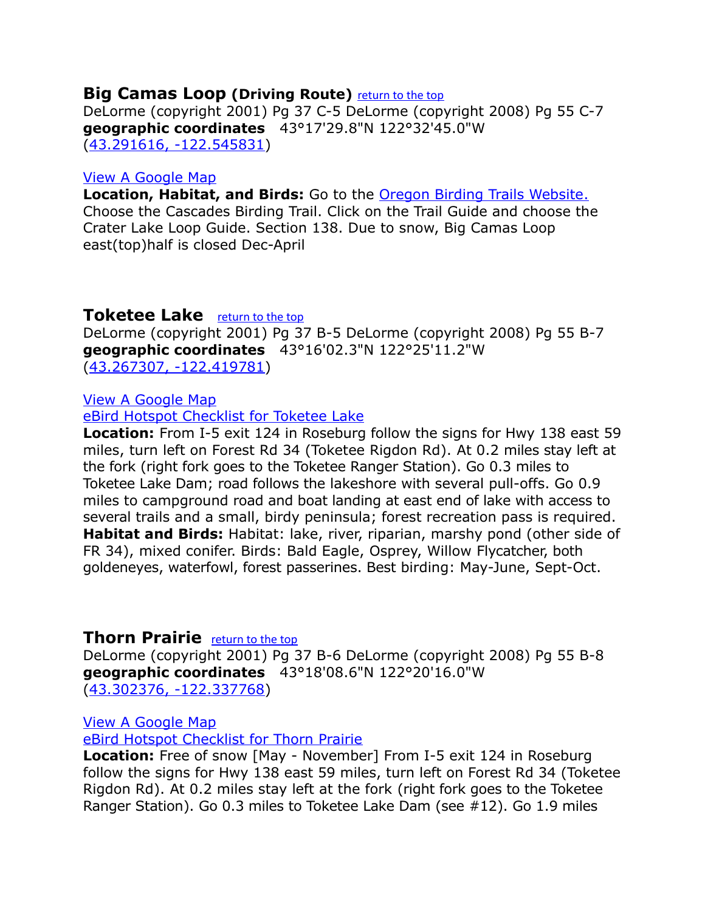## Big Camas Loop (Driving Route) [return to the top](#)

DeLorme (copyright 2001) Pg 37 C-5 DeLorme (copyright 2008) Pg 55 C-7
**geographic coordinates** 43°17'29.8"N 122°32'45.0"W
([43.291616, -122.545831](#))

[View A Google Map](#)
**Location, Habitat, and Birds:** Go to the [Oregon Birding Trails Website.](#) Choose the Cascades Birding Trail. Click on the Trail Guide and choose the Crater Lake Loop Guide. Section 138. Due to snow, Big Camas Loop east(top)half is closed Dec-April

## Toketee Lake [return to the top](#)

DeLorme (copyright 2001) Pg 37 B-5 DeLorme (copyright 2008) Pg 55 B-7
**geographic coordinates** 43°16'02.3"N 122°25'11.2"W
([43.267307, -122.419781](#))

[View A Google Map](#)
[eBird Hotspot Checklist for Toketee Lake](#)
**Location:** From I-5 exit 124 in Roseburg follow the signs for Hwy 138 east 59 miles, turn left on Forest Rd 34 (Toketee Rigdon Rd). At 0.2 miles stay left at the fork (right fork goes to the Toketee Ranger Station). Go 0.3 miles to Toketee Lake Dam; road follows the lakeshore with several pull-offs. Go 0.9 miles to campground road and boat landing at east end of lake with access to several trails and a small, birdy peninsula; forest recreation pass is required.
**Habitat and Birds:** Habitat: lake, river, riparian, marshy pond (other side of FR 34), mixed conifer. Birds: Bald Eagle, Osprey, Willow Flycatcher, both goldeneyes, waterfowl, forest passerines. Best birding: May-June, Sept-Oct.

## Thorn Prairie [return to the top](#)

DeLorme (copyright 2001) Pg 37 B-6 DeLorme (copyright 2008) Pg 55 B-8
**geographic coordinates** 43°18'08.6"N 122°20'16.0"W
([43.302376, -122.337768](#))

[View A Google Map](#)
[eBird Hotspot Checklist for Thorn Prairie](#)
**Location:** Free of snow [May - November] From I-5 exit 124 in Roseburg follow the signs for Hwy 138 east 59 miles, turn left on Forest Rd 34 (Toketee Rigdon Rd). At 0.2 miles stay left at the fork (right fork goes to the Toketee Ranger Station). Go 0.3 miles to Toketee Lake Dam (see #12). Go 1.9 miles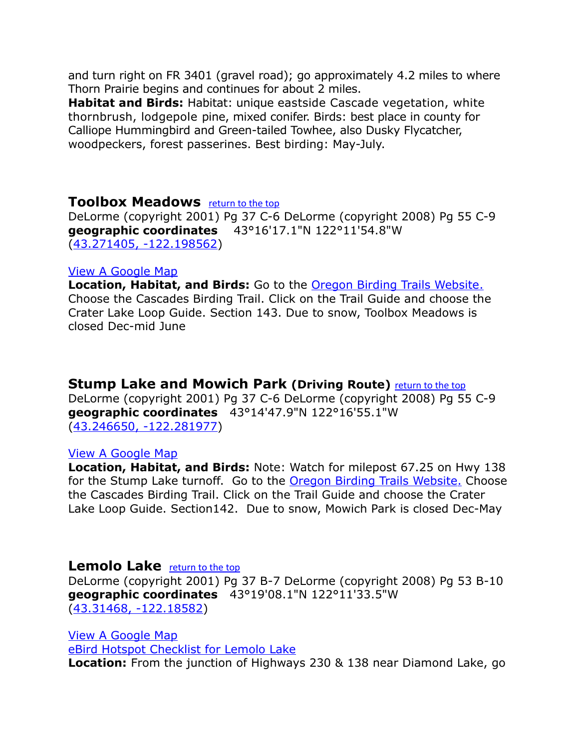and turn right on FR 3401 (gravel road); go approximately 4.2 miles to where Thorn Prairie begins and continues for about 2 miles.
**Habitat and Birds:** Habitat: unique eastside Cascade vegetation, white thornbrush, lodgepole pine, mixed conifer. Birds: best place in county for Calliope Hummingbird and Green-tailed Towhee, also Dusky Flycatcher, woodpeckers, forest passerines. Best birding: May-July.

## Toolbox Meadows [return to the top]

DeLorme (copyright 2001) Pg 37 C-6 DeLorme (copyright 2008) Pg 55 C-9
**geographic coordinates** 43°16'17.1"N 122°11'54.8"W
(43.271405, -122.198562)

View A Google Map
**Location, Habitat, and Birds:** Go to the Oregon Birding Trails Website. Choose the Cascades Birding Trail. Click on the Trail Guide and choose the Crater Lake Loop Guide. Section 143. Due to snow, Toolbox Meadows is closed Dec-mid June

## Stump Lake and Mowich Park (Driving Route) [return to the top]

DeLorme (copyright 2001) Pg 37 C-6 DeLorme (copyright 2008) Pg 55 C-9
**geographic coordinates** 43°14'47.9"N 122°16'55.1"W
(43.246650, -122.281977)

View A Google Map
**Location, Habitat, and Birds:** Note: Watch for milepost 67.25 on Hwy 138 for the Stump Lake turnoff. Go to the Oregon Birding Trails Website. Choose the Cascades Birding Trail. Click on the Trail Guide and choose the Crater Lake Loop Guide. Section142. Due to snow, Mowich Park is closed Dec-May

## Lemolo Lake [return to the top]

DeLorme (copyright 2001) Pg 37 B-7 DeLorme (copyright 2008) Pg 53 B-10
**geographic coordinates** 43°19'08.1"N 122°11'33.5"W
(43.31468, -122.18582)

View A Google Map
eBird Hotspot Checklist for Lemolo Lake
**Location:** From the junction of Highways 230 & 138 near Diamond Lake, go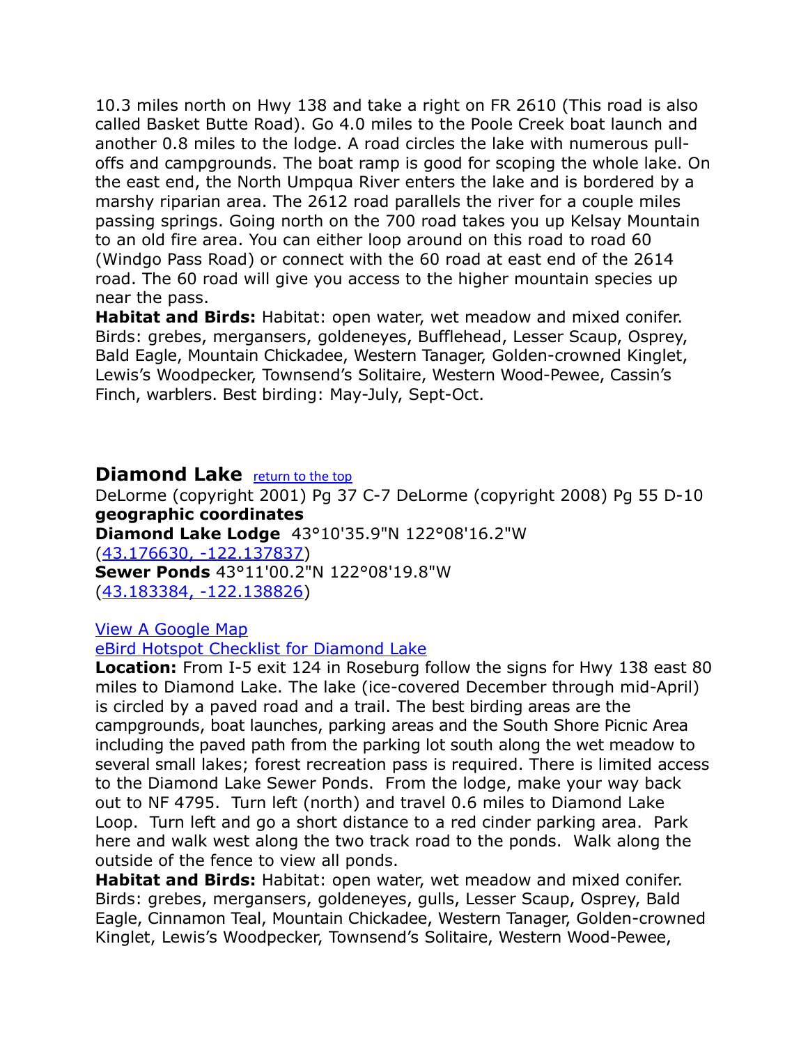10.3 miles north on Hwy 138 and take a right on FR 2610 (This road is also called Basket Butte Road). Go 4.0 miles to the Poole Creek boat launch and another 0.8 miles to the lodge. A road circles the lake with numerous pull-offs and campgrounds. The boat ramp is good for scoping the whole lake. On the east end, the North Umpqua River enters the lake and is bordered by a marshy riparian area. The 2612 road parallels the river for a couple miles passing springs. Going north on the 700 road takes you up Kelsay Mountain to an old fire area. You can either loop around on this road to road 60 (Windgo Pass Road) or connect with the 60 road at east end of the 2614 road. The 60 road will give you access to the higher mountain species up near the pass.

**Habitat and Birds:** Habitat: open water, wet meadow and mixed conifer. Birds: grebes, mergansers, goldeneyes, Bufflehead, Lesser Scaup, Osprey, Bald Eagle, Mountain Chickadee, Western Tanager, Golden-crowned Kinglet, Lewis's Woodpecker, Townsend's Solitaire, Western Wood-Pewee, Cassin's Finch, warblers. Best birding: May-July, Sept-Oct.

## Diamond Lake [return to the top]

DeLorme (copyright 2001) Pg 37 C-7 DeLorme (copyright 2008) Pg 55 D-10

**geographic coordinates**

**Diamond Lake Lodge** 43°10'35.9"N 122°08'16.2"W
(43.176630, -122.137837)

**Sewer Ponds** 43°11'00.2"N 122°08'19.8"W
(43.183384, -122.138826)

View A Google Map

eBird Hotspot Checklist for Diamond Lake

**Location:** From I-5 exit 124 in Roseburg follow the signs for Hwy 138 east 80 miles to Diamond Lake. The lake (ice-covered December through mid-April) is circled by a paved road and a trail. The best birding areas are the campgrounds, boat launches, parking areas and the South Shore Picnic Area including the paved path from the parking lot south along the wet meadow to several small lakes; forest recreation pass is required. There is limited access to the Diamond Lake Sewer Ponds. From the lodge, make your way back out to NF 4795. Turn left (north) and travel 0.6 miles to Diamond Lake Loop. Turn left and go a short distance to a red cinder parking area. Park here and walk west along the two track road to the ponds. Walk along the outside of the fence to view all ponds.

**Habitat and Birds:** Habitat: open water, wet meadow and mixed conifer. Birds: grebes, mergansers, goldeneyes, gulls, Lesser Scaup, Osprey, Bald Eagle, Cinnamon Teal, Mountain Chickadee, Western Tanager, Golden-crowned Kinglet, Lewis's Woodpecker, Townsend's Solitaire, Western Wood-Pewee,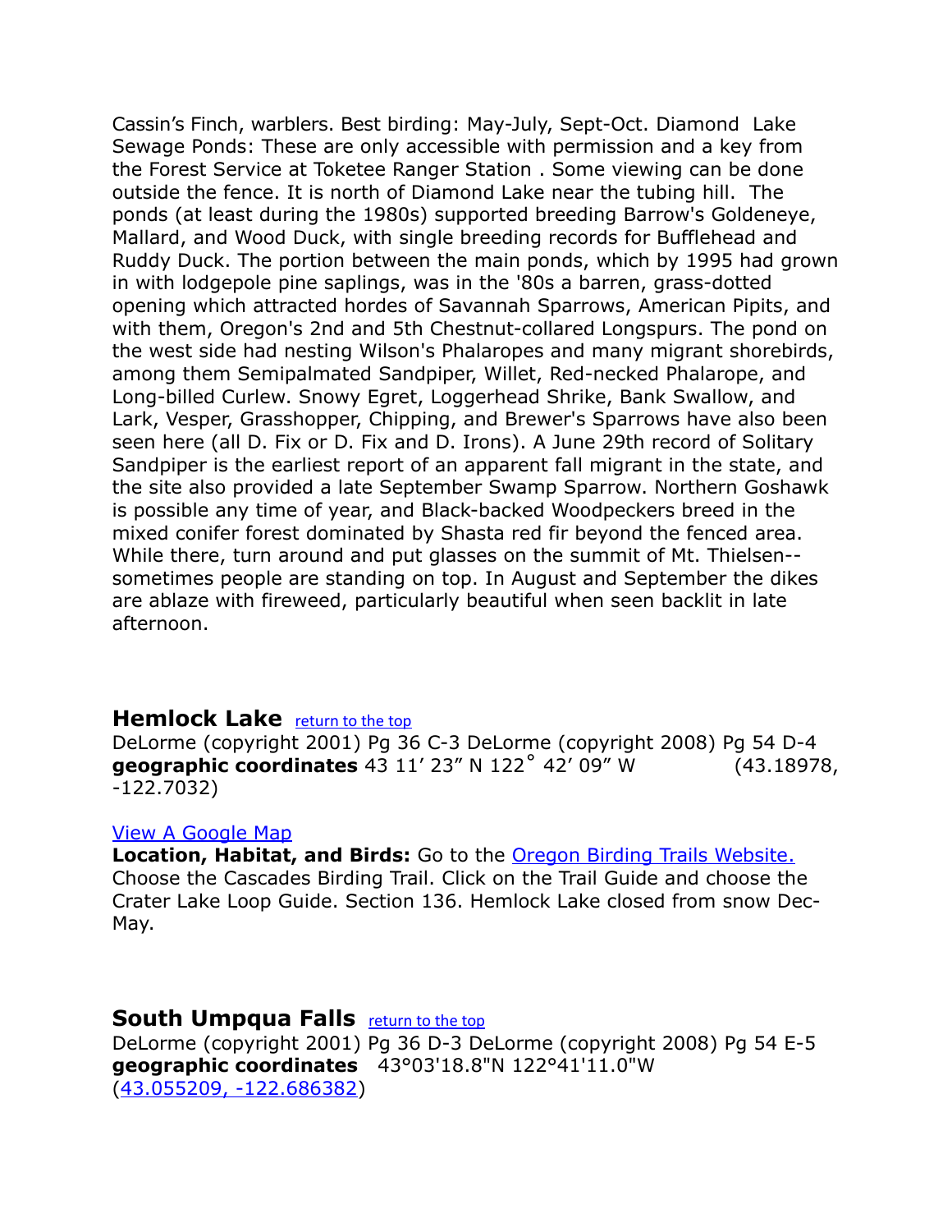Cassin's Finch, warblers. Best birding: May-July, Sept-Oct. Diamond Lake Sewage Ponds: These are only accessible with permission and a key from the Forest Service at Toketee Ranger Station . Some viewing can be done outside the fence. It is north of Diamond Lake near the tubing hill. The ponds (at least during the 1980s) supported breeding Barrow's Goldeneye, Mallard, and Wood Duck, with single breeding records for Bufflehead and Ruddy Duck. The portion between the main ponds, which by 1995 had grown in with lodgepole pine saplings, was in the '80s a barren, grass-dotted opening which attracted hordes of Savannah Sparrows, American Pipits, and with them, Oregon's 2nd and 5th Chestnut-collared Longspurs. The pond on the west side had nesting Wilson's Phalaropes and many migrant shorebirds, among them Semipalmated Sandpiper, Willet, Red-necked Phalarope, and Long-billed Curlew. Snowy Egret, Loggerhead Shrike, Bank Swallow, and Lark, Vesper, Grasshopper, Chipping, and Brewer's Sparrows have also been seen here (all D. Fix or D. Fix and D. Irons). A June 29th record of Solitary Sandpiper is the earliest report of an apparent fall migrant in the state, and the site also provided a late September Swamp Sparrow. Northern Goshawk is possible any time of year, and Black-backed Woodpeckers breed in the mixed conifer forest dominated by Shasta red fir beyond the fenced area. While there, turn around and put glasses on the summit of Mt. Thielsen--sometimes people are standing on top. In August and September the dikes are ablaze with fireweed, particularly beautiful when seen backlit in late afternoon.

## Hemlock Lake [return to the top]

DeLorme (copyright 2001) Pg 36 C-3 DeLorme (copyright 2008) Pg 54 D-4
**geographic coordinates** 43 11' 23" N 122˚ 42' 09" W (43.18978, -122.7032)

[View A Google Map]

**Location, Habitat, and Birds:** Go to the [Oregon Birding Trails Website.] Choose the Cascades Birding Trail. Click on the Trail Guide and choose the Crater Lake Loop Guide. Section 136. Hemlock Lake closed from snow Dec-May.

## South Umpqua Falls [return to the top]

DeLorme (copyright 2001) Pg 36 D-3 DeLorme (copyright 2008) Pg 54 E-5
**geographic coordinates** 43°03'18.8"N 122°41'11.0"W
([43.055209, -122.686382])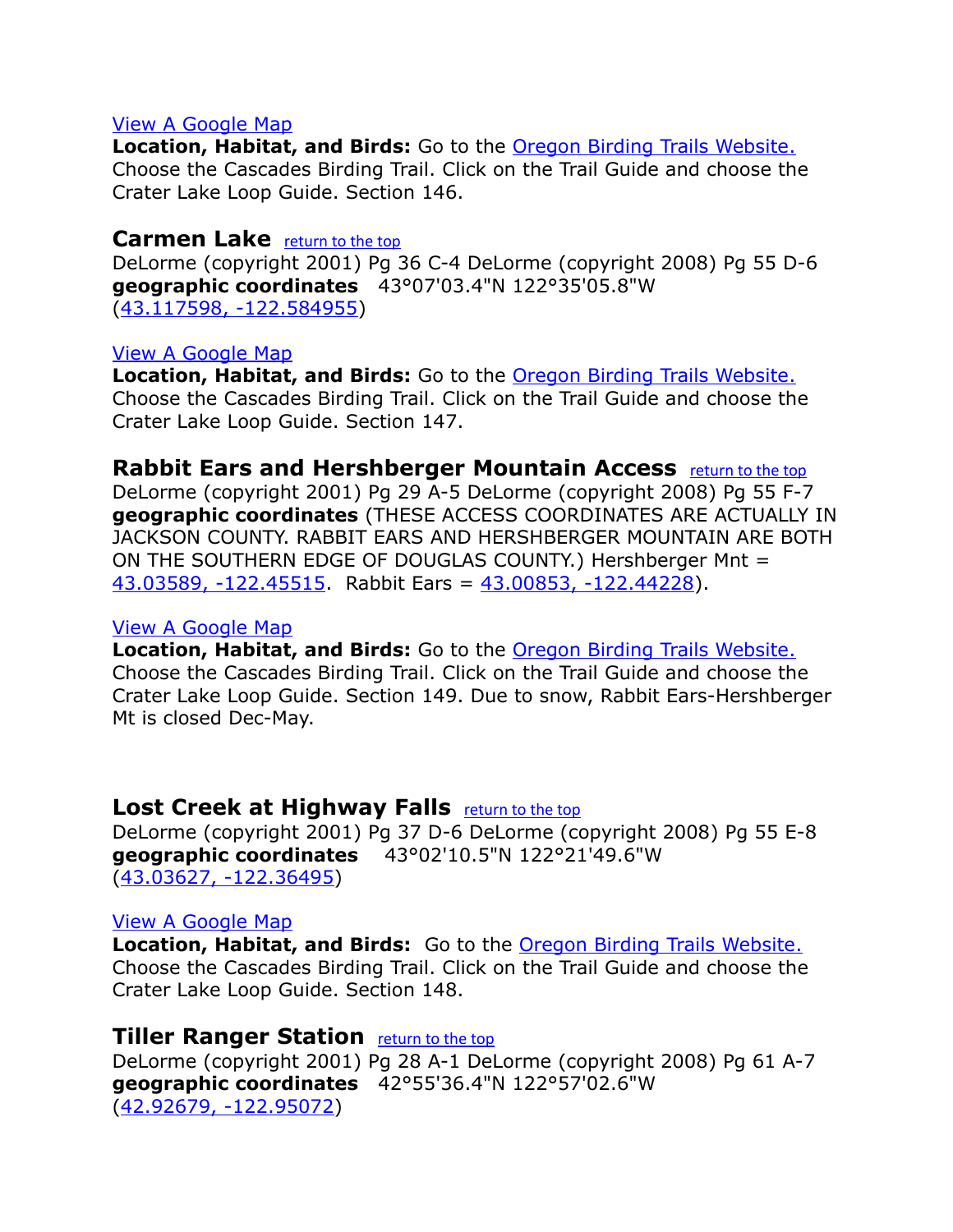[View A Google Map](#)
**Location, Habitat, and Birds:** Go to the [Oregon Birding Trails Website.](#) Choose the Cascades Birding Trail. Click on the Trail Guide and choose the Crater Lake Loop Guide. Section 146.

### Carmen Lake [return to the top](#)

DeLorme (copyright 2001) Pg 36 C-4 DeLorme (copyright 2008) Pg 55 D-6
**geographic coordinates** 43°07'03.4"N 122°35'05.8"W
([43.117598, -122.584955](#))

[View A Google Map](#)
**Location, Habitat, and Birds:** Go to the [Oregon Birding Trails Website.](#) Choose the Cascades Birding Trail. Click on the Trail Guide and choose the Crater Lake Loop Guide. Section 147.

### Rabbit Ears and Hershberger Mountain Access [return to the top](#)

DeLorme (copyright 2001) Pg 29 A-5 DeLorme (copyright 2008) Pg 55 F-7
**geographic coordinates** (THESE ACCESS COORDINATES ARE ACTUALLY IN JACKSON COUNTY. RABBIT EARS AND HERSHBERGER MOUNTAIN ARE BOTH ON THE SOUTHERN EDGE OF DOUGLAS COUNTY.) Hershberger Mnt = [43.03589, -122.45515](#). Rabbit Ears = [43.00853, -122.44228](#)).

[View A Google Map](#)
**Location, Habitat, and Birds:** Go to the [Oregon Birding Trails Website.](#) Choose the Cascades Birding Trail. Click on the Trail Guide and choose the Crater Lake Loop Guide. Section 149. Due to snow, Rabbit Ears-Hershberger Mt is closed Dec-May.

### Lost Creek at Highway Falls [return to the top](#)

DeLorme (copyright 2001) Pg 37 D-6 DeLorme (copyright 2008) Pg 55 E-8
**geographic coordinates** 43°02'10.5"N 122°21'49.6"W
([43.03627, -122.36495](#))

[View A Google Map](#)
**Location, Habitat, and Birds:** Go to the [Oregon Birding Trails Website.](#) Choose the Cascades Birding Trail. Click on the Trail Guide and choose the Crater Lake Loop Guide. Section 148.

### Tiller Ranger Station [return to the top](#)

DeLorme (copyright 2001) Pg 28 A-1 DeLorme (copyright 2008) Pg 61 A-7
**geographic coordinates** 42°55'36.4"N 122°57'02.6"W
([42.92679, -122.95072](#))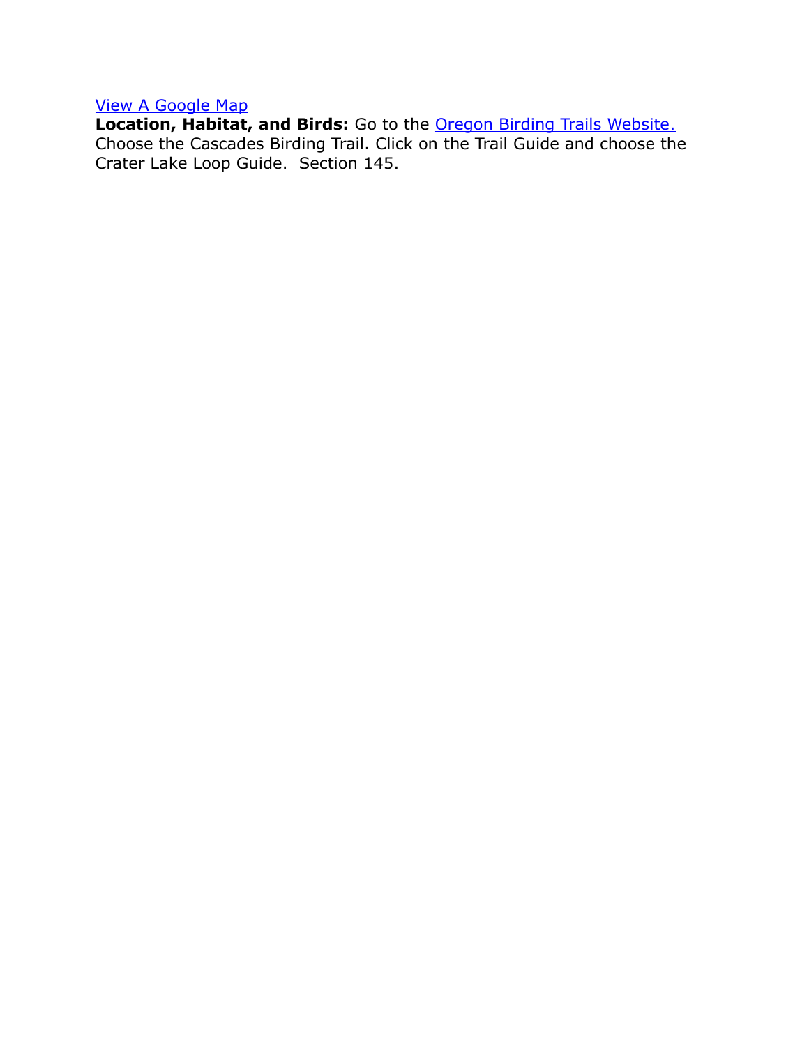View A Google Map

**Location, Habitat, and Birds:** Go to the Oregon Birding Trails Website. Choose the Cascades Birding Trail. Click on the Trail Guide and choose the Crater Lake Loop Guide. Section 145.